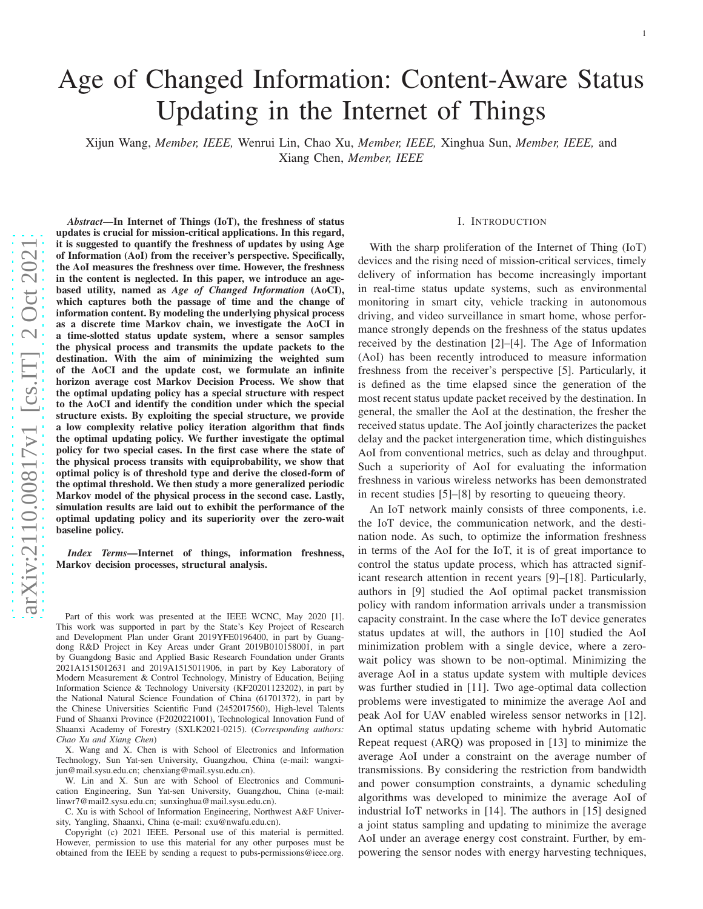# Age of Changed Information: Content-Aware Status Updating in the Internet of Things

Xijun Wang, *Member, IEEE,* Wenrui Lin, Chao Xu, *Member, IEEE,* Xinghua Sun, *Member, IEEE,* and Xiang Chen, *Member, IEEE*

***Abstract*—In Internet of Things (IoT), the freshness of status updates is crucial for mission-critical applications. In this regard, it is suggested to quantify the freshness of updates by using Age of Information (AoI) from the receiver's perspective. Specifically, the AoI measures the freshness over time. However, the freshness in the content is neglected. In this paper, we introduce an age-based utility, named as *Age of Changed Information* (AoCI), which captures both the passage of time and the change of information content. By modeling the underlying physical process as a discrete time Markov chain, we investigate the AoCI in a time-slotted status update system, where a sensor samples the physical process and transmits the update packets to the destination. With the aim of minimizing the weighted sum of the AoCI and the update cost, we formulate an infinite horizon average cost Markov Decision Process. We show that the optimal updating policy has a special structure with respect to the AoCI and identify the condition under which the special structure exists. By exploiting the special structure, we provide a low complexity relative policy iteration algorithm that finds the optimal updating policy. We further investigate the optimal policy for two special cases. In the first case where the state of the physical process transits with equiprobability, we show that optimal policy is of threshold type and derive the closed-form of the optimal threshold. We then study a more generalized periodic Markov model of the physical process in the second case. Lastly, simulation results are laid out to exhibit the performance of the optimal updating policy and its superiority over the zero-wait baseline policy.**

***Index Terms*—Internet of things, information freshness, Markov decision processes, structural analysis.**

Part of this work was presented at the IEEE WCNC, May 2020 [1]. This work was supported in part by the State's Key Project of Research and Development Plan under Grant 2019YFE0196400, in part by Guangdong R&D Project in Key Areas under Grant 2019B010158001, in part by Guangdong Basic and Applied Basic Research Foundation under Grants 2021A1515012631 and 2019A1515011906, in part by Key Laboratory of Modern Measurement & Control Technology, Ministry of Education, Beijing Information Science & Technology University (KF20201123202), in part by the National Natural Science Foundation of China (61701372), in part by the Chinese Universities Scientific Fund (2452017560), High-level Talents Fund of Shaanxi Province (F2020221001), Technological Innovation Fund of Shaanxi Academy of Forestry (SXLK2021-0215). (*Corresponding authors: Chao Xu and Xiang Chen*)

X. Wang and X. Chen is with School of Electronics and Information Technology, Sun Yat-sen University, Guangzhou, China (e-mail: wangxijun@mail.sysu.edu.cn; chenxiang@mail.sysu.edu.cn).

W. Lin and X. Sun are with School of Electronics and Communication Engineering, Sun Yat-sen University, Guangzhou, China (e-mail: linwr7@mail2.sysu.edu.cn; sunxinghua@mail.sysu.edu.cn).

C. Xu is with School of Information Engineering, Northwest A&F University, Yangling, Shaanxi, China (e-mail: cxu@nwafu.edu.cn).

Copyright (c) 2021 IEEE. Personal use of this material is permitted. However, permission to use this material for any other purposes must be obtained from the IEEE by sending a request to pubs-permissions@ieee.org.

## I. INTRODUCTION

With the sharp proliferation of the Internet of Thing (IoT) devices and the rising need of mission-critical services, timely delivery of information has become increasingly important in real-time status update systems, such as environmental monitoring in smart city, vehicle tracking in autonomous driving, and video surveillance in smart home, whose performance strongly depends on the freshness of the status updates received by the destination [2]–[4]. The Age of Information (AoI) has been recently introduced to measure information freshness from the receiver's perspective [5]. Particularly, it is defined as the time elapsed since the generation of the most recent status update packet received by the destination. In general, the smaller the AoI at the destination, the fresher the received status update. The AoI jointly characterizes the packet delay and the packet intergeneration time, which distinguishes AoI from conventional metrics, such as delay and throughput. Such a superiority of AoI for evaluating the information freshness in various wireless networks has been demonstrated in recent studies [5]–[8] by resorting to queueing theory.

An IoT network mainly consists of three components, i.e. the IoT device, the communication network, and the destination node. As such, to optimize the information freshness in terms of the AoI for the IoT, it is of great importance to control the status update process, which has attracted significant research attention in recent years [9]–[18]. Particularly, authors in [9] studied the AoI optimal packet transmission policy with random information arrivals under a transmission capacity constraint. In the case where the IoT device generates status updates at will, the authors in [10] studied the AoI minimization problem with a single device, where a zero-wait policy was shown to be non-optimal. Minimizing the average AoI in a status update system with multiple devices was further studied in [11]. Two age-optimal data collection problems were investigated to minimize the average AoI and peak AoI for UAV enabled wireless sensor networks in [12]. An optimal status updating scheme with hybrid Automatic Repeat request (ARQ) was proposed in [13] to minimize the average AoI under a constraint on the average number of transmissions. By considering the restriction from bandwidth and power consumption constraints, a dynamic scheduling algorithms was developed to minimize the average AoI of industrial IoT networks in [14]. The authors in [15] designed a joint status sampling and updating to minimize the average AoI under an average energy cost constraint. Further, by empowering the sensor nodes with energy harvesting techniques,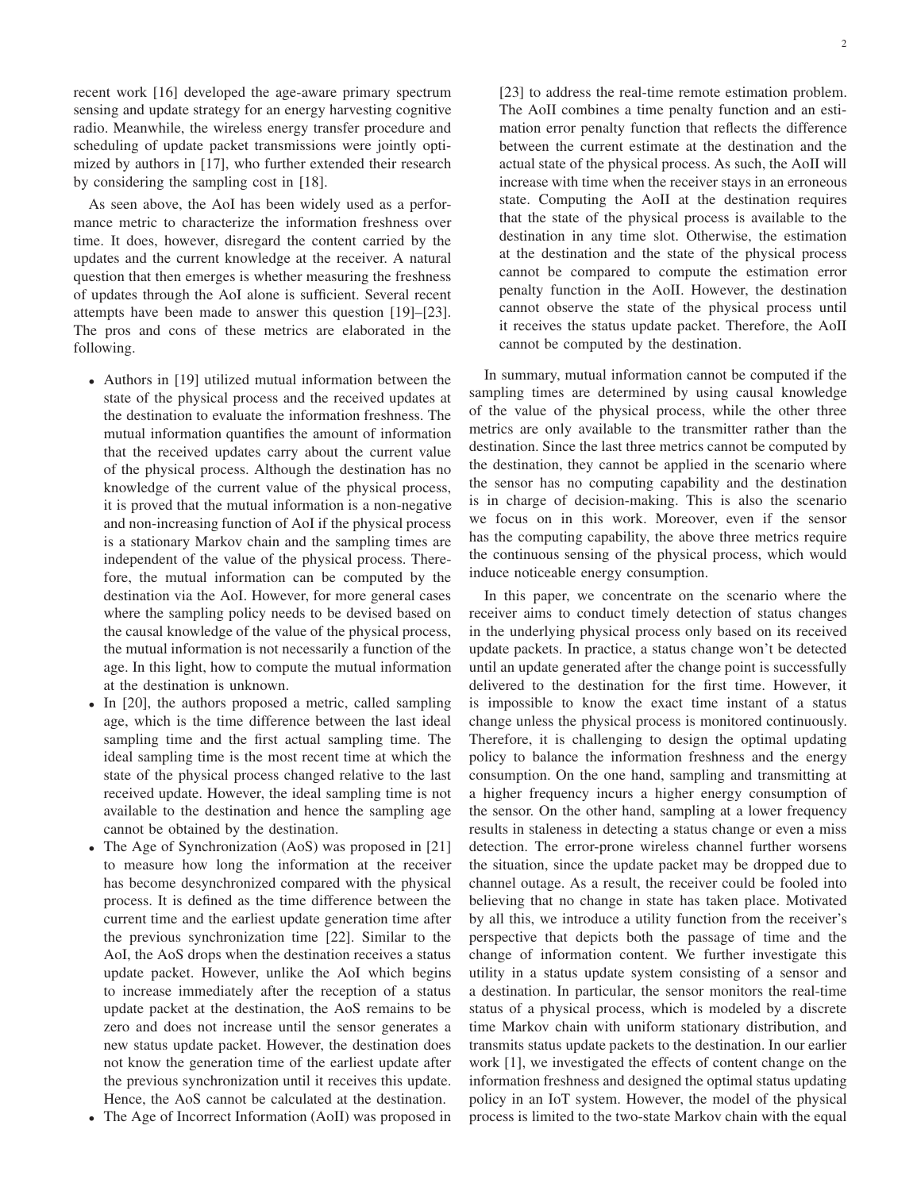recent work [16] developed the age-aware primary spectrum sensing and update strategy for an energy harvesting cognitive radio. Meanwhile, the wireless energy transfer procedure and scheduling of update packet transmissions were jointly optimized by authors in [17], who further extended their research by considering the sampling cost in [18].

As seen above, the AoI has been widely used as a performance metric to characterize the information freshness over time. It does, however, disregard the content carried by the updates and the current knowledge at the receiver. A natural question that then emerges is whether measuring the freshness of updates through the AoI alone is sufficient. Several recent attempts have been made to answer this question [19]–[23]. The pros and cons of these metrics are elaborated in the following.

- Authors in [19] utilized mutual information between the state of the physical process and the received updates at the destination to evaluate the information freshness. The mutual information quantifies the amount of information that the received updates carry about the current value of the physical process. Although the destination has no knowledge of the current value of the physical process, it is proved that the mutual information is a non-negative and non-increasing function of AoI if the physical process is a stationary Markov chain and the sampling times are independent of the value of the physical process. Therefore, the mutual information can be computed by the destination via the AoI. However, for more general cases where the sampling policy needs to be devised based on the causal knowledge of the value of the physical process, the mutual information is not necessarily a function of the age. In this light, how to compute the mutual information at the destination is unknown.
- In [20], the authors proposed a metric, called sampling age, which is the time difference between the last ideal sampling time and the first actual sampling time. The ideal sampling time is the most recent time at which the state of the physical process changed relative to the last received update. However, the ideal sampling time is not available to the destination and hence the sampling age cannot be obtained by the destination.
- The Age of Synchronization (AoS) was proposed in [21] to measure how long the information at the receiver has become desynchronized compared with the physical process. It is defined as the time difference between the current time and the earliest update generation time after the previous synchronization time [22]. Similar to the AoI, the AoS drops when the destination receives a status update packet. However, unlike the AoI which begins to increase immediately after the reception of a status update packet at the destination, the AoS remains to be zero and does not increase until the sensor generates a new status update packet. However, the destination does not know the generation time of the earliest update after the previous synchronization until it receives this update. Hence, the AoS cannot be calculated at the destination.
- The Age of Incorrect Information (AoII) was proposed in [23] to address the real-time remote estimation problem. The AoII combines a time penalty function and an estimation error penalty function that reflects the difference between the current estimate at the destination and the actual state of the physical process. As such, the AoII will increase with time when the receiver stays in an erroneous state. Computing the AoII at the destination requires that the state of the physical process is available to the destination in any time slot. Otherwise, the estimation at the destination and the state of the physical process cannot be compared to compute the estimation error penalty function in the AoII. However, the destination cannot observe the state of the physical process until it receives the status update packet. Therefore, the AoII cannot be computed by the destination.

In summary, mutual information cannot be computed if the sampling times are determined by using causal knowledge of the value of the physical process, while the other three metrics are only available to the transmitter rather than the destination. Since the last three metrics cannot be computed by the destination, they cannot be applied in the scenario where the sensor has no computing capability and the destination is in charge of decision-making. This is also the scenario we focus on in this work. Moreover, even if the sensor has the computing capability, the above three metrics require the continuous sensing of the physical process, which would induce noticeable energy consumption.

In this paper, we concentrate on the scenario where the receiver aims to conduct timely detection of status changes in the underlying physical process only based on its received update packets. In practice, a status change won't be detected until an update generated after the change point is successfully delivered to the destination for the first time. However, it is impossible to know the exact time instant of a status change unless the physical process is monitored continuously. Therefore, it is challenging to design the optimal updating policy to balance the information freshness and the energy consumption. On the one hand, sampling and transmitting at a higher frequency incurs a higher energy consumption of the sensor. On the other hand, sampling at a lower frequency results in staleness in detecting a status change or even a miss detection. The error-prone wireless channel further worsens the situation, since the update packet may be dropped due to channel outage. As a result, the receiver could be fooled into believing that no change in state has taken place. Motivated by all this, we introduce a utility function from the receiver's perspective that depicts both the passage of time and the change of information content. We further investigate this utility in a status update system consisting of a sensor and a destination. In particular, the sensor monitors the real-time status of a physical process, which is modeled by a discrete time Markov chain with uniform stationary distribution, and transmits status update packets to the destination. In our earlier work [1], we investigated the effects of content change on the information freshness and designed the optimal status updating policy in an IoT system. However, the model of the physical process is limited to the two-state Markov chain with the equal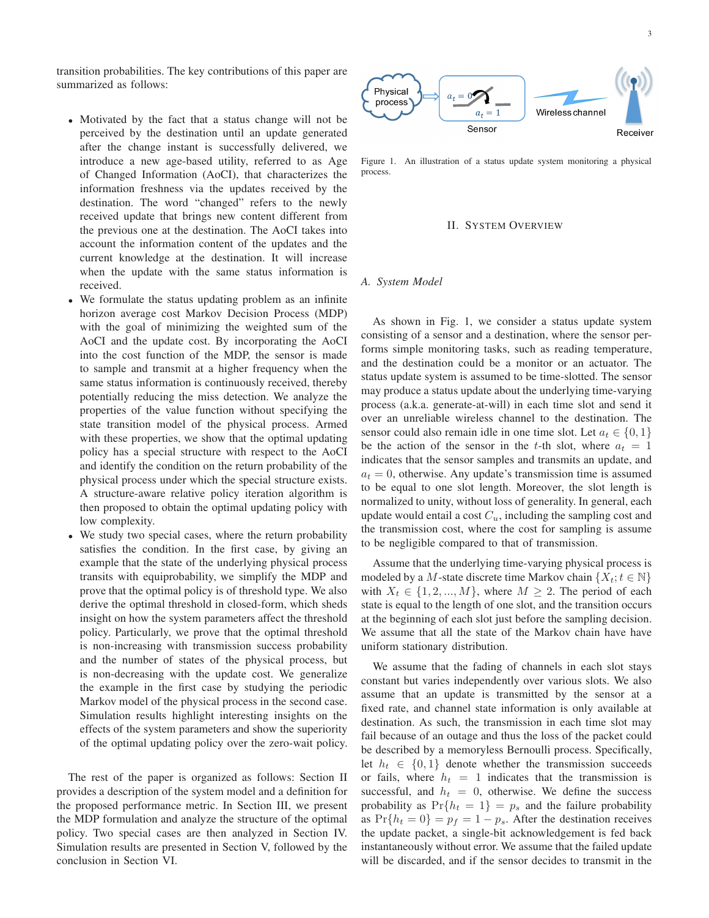transition probabilities. The key contributions of this paper are summarized as follows:

- Motivated by the fact that a status change will not be perceived by the destination until an update generated after the change instant is successfully delivered, we introduce a new age-based utility, referred to as Age of Changed Information (AoCI), that characterizes the information freshness via the updates received by the destination. The word "changed" refers to the newly received update that brings new content different from the previous one at the destination. The AoCI takes into account the information content of the updates and the current knowledge at the destination. It will increase when the update with the same status information is received.
- We formulate the status updating problem as an infinite horizon average cost Markov Decision Process (MDP) with the goal of minimizing the weighted sum of the AoCI and the update cost. By incorporating the AoCI into the cost function of the MDP, the sensor is made to sample and transmit at a higher frequency when the same status information is continuously received, thereby potentially reducing the miss detection. We analyze the properties of the value function without specifying the state transition model of the physical process. Armed with these properties, we show that the optimal updating policy has a special structure with respect to the AoCI and identify the condition on the return probability of the physical process under which the special structure exists. A structure-aware relative policy iteration algorithm is then proposed to obtain the optimal updating policy with low complexity.
- We study two special cases, where the return probability satisfies the condition. In the first case, by giving an example that the state of the underlying physical process transits with equiprobability, we simplify the MDP and prove that the optimal policy is of threshold type. We also derive the optimal threshold in closed-form, which sheds insight on how the system parameters affect the threshold policy. Particularly, we prove that the optimal threshold is non-increasing with transmission success probability and the number of states of the physical process, but is non-decreasing with the update cost. We generalize the example in the first case by studying the periodic Markov model of the physical process in the second case. Simulation results highlight interesting insights on the effects of the system parameters and show the superiority of the optimal updating policy over the zero-wait policy.

The rest of the paper is organized as follows: Section II provides a description of the system model and a definition for the proposed performance metric. In Section III, we present the MDP formulation and analyze the structure of the optimal policy. Two special cases are then analyzed in Section IV. Simulation results are presented in Section V, followed by the conclusion in Section VI.

Physical process — $a_t = 0$ / $a_t = 1$ — Sensor — Wireless channel — Receiver

Figure 1. An illustration of a status update system monitoring a physical process.

## II. System Overview

### A. System Model

As shown in Fig. 1, we consider a status update system consisting of a sensor and a destination, where the sensor performs simple monitoring tasks, such as reading temperature, and the destination could be a monitor or an actuator. The status update system is assumed to be time-slotted. The sensor may produce a status update about the underlying time-varying process (a.k.a. generate-at-will) in each time slot and send it over an unreliable wireless channel to the destination. The sensor could also remain idle in one time slot. Let $a_t \in \{0, 1\}$ be the action of the sensor in the $t$-th slot, where $a_t = 1$ indicates that the sensor samples and transmits an update, and $a_t = 0$, otherwise. Any update's transmission time is assumed to be equal to one slot length. Moreover, the slot length is normalized to unity, without loss of generality. In general, each update would entail a cost $C_u$, including the sampling cost and the transmission cost, where the cost for sampling is assume to be negligible compared to that of transmission.

Assume that the underlying time-varying physical process is modeled by a $M$-state discrete time Markov chain $\{X_t; t \in \mathbb{N}\}$ with $X_t \in \{1, 2, ..., M\}$, where $M \geq 2$. The period of each state is equal to the length of one slot, and the transition occurs at the beginning of each slot just before the sampling decision. We assume that all the state of the Markov chain have have uniform stationary distribution.

We assume that the fading of channels in each slot stays constant but varies independently over various slots. We also assume that an update is transmitted by the sensor at a fixed rate, and channel state information is only available at destination. As such, the transmission in each time slot may fail because of an outage and thus the loss of the packet could be described by a memoryless Bernoulli process. Specifically, let $h_t \in \{0, 1\}$ denote whether the transmission succeeds or fails, where $h_t = 1$ indicates that the transmission is successful, and $h_t = 0$, otherwise. We define the success probability as $\Pr\{h_t = 1\} = p_s$ and the failure probability as $\Pr\{h_t = 0\} = p_f = 1 - p_s$. After the destination receives the update packet, a single-bit acknowledgement is fed back instantaneously without error. We assume that the failed update will be discarded, and if the sensor decides to transmit in the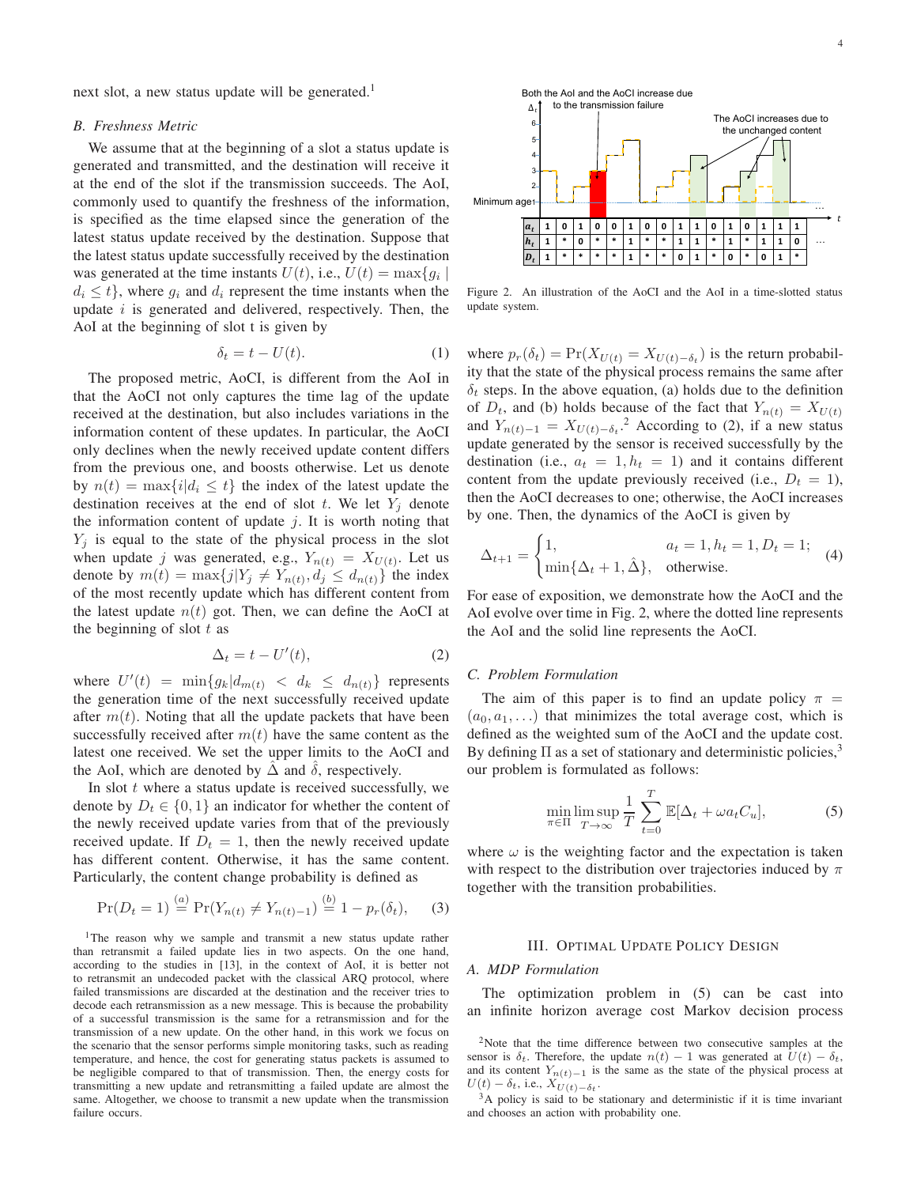next slot, a new status update will be generated.[1]

### B. Freshness Metric

We assume that at the beginning of a slot a status update is generated and transmitted, and the destination will receive it at the end of the slot if the transmission succeeds. The AoI, commonly used to quantify the freshness of the information, is specified as the time elapsed since the generation of the latest status update received by the destination. Suppose that the latest status update successfully received by the destination was generated at the time instants $U(t)$, i.e., $U(t) = \max\{g_i \mid d_i \leq t\}$, where $g_i$ and $d_i$ represent the time instants when the update $i$ is generated and delivered, respectively. Then, the AoI at the beginning of slot t is given by

$$\delta_t = t - U(t). \tag{1}$$

The proposed metric, AoCI, is different from the AoI in that the AoCI not only captures the time lag of the update received at the destination, but also includes variations in the information content of these updates. In particular, the AoCI only declines when the newly received update content differs from the previous one, and boosts otherwise. Let us denote by $n(t) = \max\{i|d_i \leq t\}$ the index of the latest update the destination receives at the end of slot $t$. We let $Y_j$ denote the information content of update $j$. It is worth noting that $Y_j$ is equal to the state of the physical process in the slot when update $j$ was generated, e.g., $Y_{n(t)} = X_{U(t)}$. Let us denote by $m(t) = \max\{j|Y_j \neq Y_{n(t)}, d_j \leq d_{n(t)}\}$ the index of the most recently update which has different content from the latest update $n(t)$ got. Then, we can define the AoCI at the beginning of slot $t$ as

$$\Delta_t = t - U'(t), \tag{2}$$

where $U'(t) = \min\{g_k|d_{m(t)} < d_k \leq d_{n(t)}\}$ represents the generation time of the next successfully received update after $m(t)$. Noting that all the update packets that have been successfully received after $m(t)$ have the same content as the latest one received. We set the upper limits to the AoCI and the AoI, which are denoted by $\hat{\Delta}$ and $\hat{\delta}$, respectively.

In slot $t$ where a status update is received successfully, we denote by $D_t \in \{0, 1\}$ an indicator for whether the content of the newly received update varies from that of the previously received update. If $D_t = 1$, then the newly received update has different content. Otherwise, it has the same content. Particularly, the content change probability is defined as

$$\Pr(D_t = 1) \overset{(a)}{=} \Pr(Y_{n(t)} \neq Y_{n(t)-1}) \overset{(b)}{=} 1 - p_r(\delta_t), \tag{3}$$

where $p_r(\delta_t) = \Pr(X_{U(t)} = X_{U(t)-\delta_t})$ is the return probability that the state of the physical process remains the same after $\delta_t$ steps. In the above equation, (a) holds due to the definition of $D_t$, and (b) holds because of the fact that $Y_{n(t)} = X_{U(t)}$ and $Y_{n(t)-1} = X_{U(t)-\delta_t}$.[2] According to (2), if a new status update generated by the sensor is received successfully by the destination (i.e., $a_t = 1, h_t = 1$) and it contains different content from the update previously received (i.e., $D_t = 1$), then the AoCI decreases to one; otherwise, the AoCI increases by one. Then, the dynamics of the AoCI is given by

$$\Delta_{t+1} = \begin{cases} 1, & a_t = 1, h_t = 1, D_t = 1; \\ \min\{\Delta_t + 1, \hat{\Delta}\}, & \text{otherwise.} \end{cases} \tag{4}$$

For ease of exposition, we demonstrate how the AoCI and the AoI evolve over time in Fig. 2, where the dotted line represents the AoI and the solid line represents the AoCI.

Figure 2. An illustration of the AoCI and the AoI in a time-slotted status update system.

### C. Problem Formulation

The aim of this paper is to find an update policy $\pi = (a_0, a_1, \ldots)$ that minimizes the total average cost, which is defined as the weighted sum of the AoCI and the update cost. By defining $\Pi$ as a set of stationary and deterministic policies,[3] our problem is formulated as follows:

$$\min_{\pi \in \Pi} \limsup_{T \to \infty} \frac{1}{T} \sum_{t=0}^{T} \mathbb{E}[\Delta_t + \omega a_t C_u], \tag{5}$$

where $\omega$ is the weighting factor and the expectation is taken with respect to the distribution over trajectories induced by $\pi$ together with the transition probabilities.

## III. Optimal Update Policy Design

### A. MDP Formulation

The optimization problem in (5) can be cast into an infinite horizon average cost Markov decision process

---

[1] The reason why we sample and transmit a new status update rather than retransmit a failed update lies in two aspects. On the one hand, according to the studies in [13], in the context of AoI, it is better not to retransmit an undecoded packet with the classical ARQ protocol, where failed transmissions are discarded at the destination and the receiver tries to decode each retransmission as a new message. This is because the probability of a successful transmission is the same for a retransmission and for the transmission of a new update. On the other hand, in this work we focus on the scenario that the sensor performs simple monitoring tasks, such as reading temperature, and hence, the cost for generating status packets is assumed to be negligible compared to that of transmission. Then, the energy costs for transmitting a new update and retransmitting a failed update are almost the same. Altogether, we choose to transmit a new update when the transmission failure occurs.

[2] Note that the time difference between two consecutive samples at the sensor is $\delta_t$. Therefore, the update $n(t) - 1$ was generated at $U(t) - \delta_t$, and its content $Y_{n(t)-1}$ is the same as the state of the physical process at $U(t) - \delta_t$, i.e., $X_{U(t)-\delta_t}$.

[3] A policy is said to be stationary and deterministic if it is time invariant and chooses an action with probability one.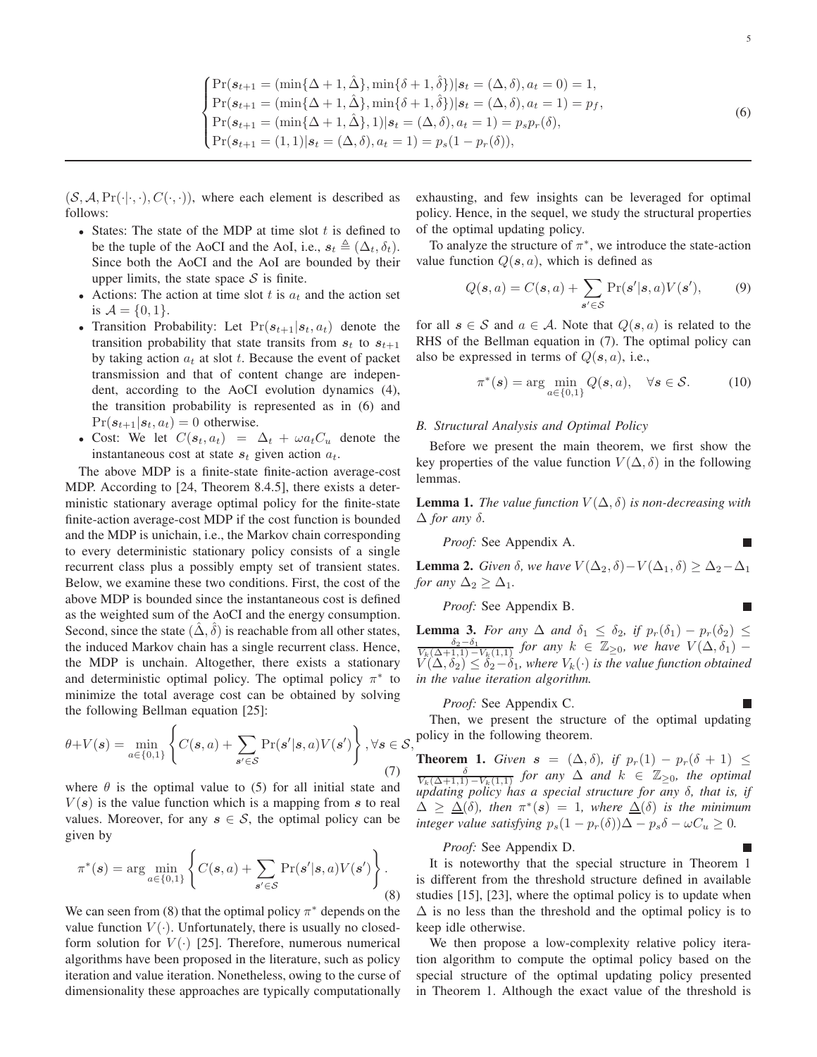$$
\begin{cases}
\Pr(\boldsymbol{s}_{t+1} = (\min\{\Delta+1, \hat{\Delta}\}, \min\{\delta+1, \hat{\delta}\}) | \boldsymbol{s}_t = (\Delta, \delta), a_t = 0) = 1, \\
\Pr(\boldsymbol{s}_{t+1} = (\min\{\Delta+1, \hat{\Delta}\}, \min\{\delta+1, \hat{\delta}\}) | \boldsymbol{s}_t = (\Delta, \delta), a_t = 1) = p_f, \\
\Pr(\boldsymbol{s}_{t+1} = (\min\{\Delta+1, \hat{\Delta}\}, 1) | \boldsymbol{s}_t = (\Delta, \delta), a_t = 1) = p_s p_r(\delta), \\
\Pr(\boldsymbol{s}_{t+1} = (1, 1) | \boldsymbol{s}_t = (\Delta, \delta), a_t = 1) = p_s(1 - p_r(\delta)),
\end{cases} \tag{6}
$$

$(\mathcal{S}, \mathcal{A}, \Pr(\cdot|\cdot,\cdot), C(\cdot,\cdot))$, where each element is described as follows:

- States: The state of the MDP at time slot $t$ is defined to be the tuple of the AoCI and the AoI, i.e., $\boldsymbol{s}_t \triangleq (\Delta_t, \delta_t)$. Since both the AoCI and the AoI are bounded by their upper limits, the state space $\mathcal{S}$ is finite.
- Actions: The action at time slot $t$ is $a_t$ and the action set is $\mathcal{A} = \{0, 1\}$.
- Transition Probability: Let $\Pr(\boldsymbol{s}_{t+1}|\boldsymbol{s}_t, a_t)$ denote the transition probability that state transits from $\boldsymbol{s}_t$ to $\boldsymbol{s}_{t+1}$ by taking action $a_t$ at slot $t$. Because the event of packet transmission and that of content change are independent, according to the AoCI evolution dynamics (4), the transition probability is represented as in (6) and $\Pr(\boldsymbol{s}_{t+1}|\boldsymbol{s}_t, a_t) = 0$ otherwise.
- Cost: We let $C(\boldsymbol{s}_t, a_t) = \Delta_t + \omega a_t C_u$ denote the instantaneous cost at state $\boldsymbol{s}_t$ given action $a_t$.

The above MDP is a finite-state finite-action average-cost MDP. According to [24, Theorem 8.4.5], there exists a deterministic stationary average optimal policy for the finite-state finite-action average-cost MDP if the cost function is bounded and the MDP is unichain, i.e., the Markov chain corresponding to every deterministic stationary policy consists of a single recurrent class plus a possibly empty set of transient states. Below, we examine these two conditions. First, the cost of the above MDP is bounded since the instantaneous cost is defined as the weighted sum of the AoCI and the energy consumption. Second, since the state $(\hat{\Delta}, \hat{\delta})$ is reachable from all other states, the induced Markov chain has a single recurrent class. Hence, the MDP is unchain. Altogether, there exists a stationary and deterministic optimal policy. The optimal policy $\pi^*$ to minimize the total average cost can be obtained by solving the following Bellman equation [25]:

$$
\theta + V(\boldsymbol{s}) = \min_{a \in \{0,1\}} \left\{ C(\boldsymbol{s}, a) + \sum_{\boldsymbol{s}' \in \mathcal{S}} \Pr(\boldsymbol{s}'|\boldsymbol{s}, a) V(\boldsymbol{s}') \right\}, \forall \boldsymbol{s} \in \mathcal{S}, \tag{7}
$$

where $\theta$ is the optimal value to (5) for all initial state and $V(\boldsymbol{s})$ is the value function which is a mapping from $\boldsymbol{s}$ to real values. Moreover, for any $\boldsymbol{s} \in \mathcal{S}$, the optimal policy can be given by

$$
\pi^*(\boldsymbol{s}) = \arg\min_{a \in \{0,1\}} \left\{ C(\boldsymbol{s}, a) + \sum_{\boldsymbol{s}' \in \mathcal{S}} \Pr(\boldsymbol{s}'|\boldsymbol{s}, a) V(\boldsymbol{s}') \right\}. \tag{8}
$$

We can seen from (8) that the optimal policy $\pi^*$ depends on the value function $V(\cdot)$. Unfortunately, there is usually no closed-form solution for $V(\cdot)$ [25]. Therefore, numerous numerical algorithms have been proposed in the literature, such as policy iteration and value iteration. Nonetheless, owing to the curse of dimensionality these approaches are typically computationally exhausting, and few insights can be leveraged for optimal policy. Hence, in the sequel, we study the structural properties of the optimal updating policy.

To analyze the structure of $\pi^*$, we introduce the state-action value function $Q(\boldsymbol{s}, a)$, which is defined as

$$
Q(\boldsymbol{s}, a) = C(\boldsymbol{s}, a) + \sum_{\boldsymbol{s}' \in \mathcal{S}} \Pr(\boldsymbol{s}'|\boldsymbol{s}, a) V(\boldsymbol{s}'), \tag{9}
$$

for all $\boldsymbol{s} \in \mathcal{S}$ and $a \in \mathcal{A}$. Note that $Q(\boldsymbol{s}, a)$ is related to the RHS of the Bellman equation in (7). The optimal policy can also be expressed in terms of $Q(\boldsymbol{s}, a)$, i.e.,

$$
\pi^*(\boldsymbol{s}) = \arg\min_{a \in \{0,1\}} Q(\boldsymbol{s}, a), \quad \forall \boldsymbol{s} \in \mathcal{S}. \tag{10}
$$

### B. Structural Analysis and Optimal Policy

Before we present the main theorem, we first show the key properties of the value function $V(\Delta, \delta)$ in the following lemmas.

**Lemma 1.** *The value function $V(\Delta, \delta)$ is non-decreasing with $\Delta$ for any $\delta$.*

*Proof:* See Appendix A. ∎

**Lemma 2.** *Given $\delta$, we have $V(\Delta_2, \delta) - V(\Delta_1, \delta) \geq \Delta_2 - \Delta_1$ for any $\Delta_2 \geq \Delta_1$.*

*Proof:* See Appendix B. ∎

**Lemma 3.** *For any $\Delta$ and $\delta_1 \leq \delta_2$, if $p_r(\delta_1) - p_r(\delta_2) \leq \frac{\delta_2 - \delta_1}{V_k(\Delta+1,1) - V_k(1,1)}$ for any $k \in \mathbb{Z}_{\geq 0}$, we have $V(\Delta, \delta_1) - V(\Delta, \delta_2) \leq \delta_2 - \delta_1$, where $V_k(\cdot)$ is the value function obtained in the value iteration algorithm.*

*Proof:* See Appendix C. ∎

Then, we present the structure of the optimal updating policy in the following theorem.

**Theorem 1.** *Given $\boldsymbol{s} = (\Delta, \delta)$, if $p_r(1) - p_r(\delta+1) \leq \frac{\delta}{V_k(\Delta+1,1) - V_k(1,1)}$ for any $\Delta$ and $k \in \mathbb{Z}_{\geq 0}$, the optimal updating policy has a special structure for any $\delta$, that is, if $\Delta \geq \underline{\Delta}(\delta)$, then $\pi^*(\boldsymbol{s}) = 1$, where $\underline{\Delta}(\delta)$ is the minimum integer value satisfying $p_s(1 - p_r(\delta))\Delta - p_s\delta - \omega C_u \geq 0$.*

*Proof:* See Appendix D. ∎

It is noteworthy that the special structure in Theorem 1 is different from the threshold structure defined in available studies [15], [23], where the optimal policy is to update when $\Delta$ is no less than the threshold and the optimal policy is to keep idle otherwise.

We then propose a low-complexity relative policy iteration algorithm to compute the optimal policy based on the special structure of the optimal updating policy presented in Theorem 1. Although the exact value of the threshold is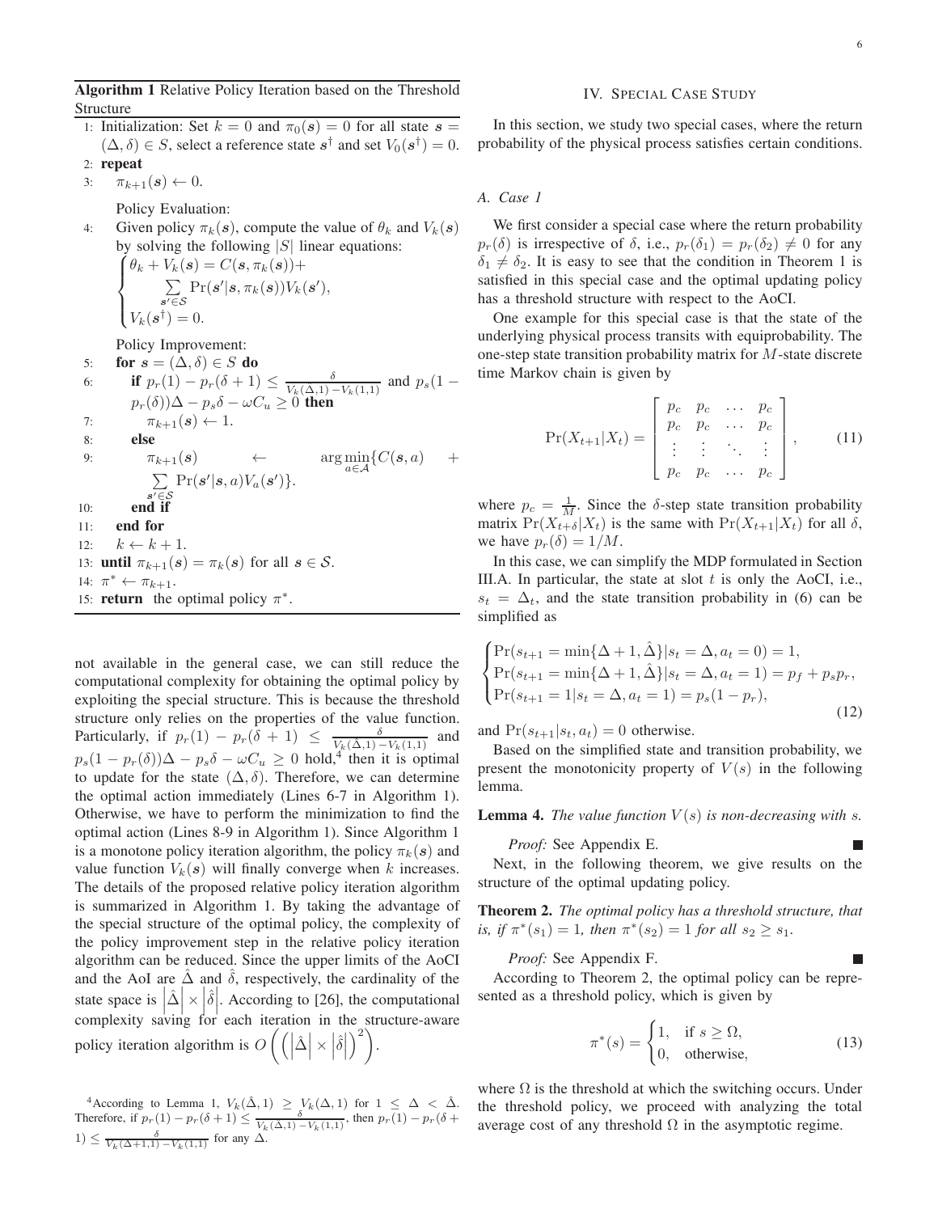**Algorithm 1** Relative Policy Iteration based on the Threshold Structure

1: Initialization: Set $k=0$ and $\pi_0(\boldsymbol{s})=0$ for all state $\boldsymbol{s}=(\Delta,\delta)\in S$, select a reference state $\boldsymbol{s}^\dagger$ and set $V_0(\boldsymbol{s}^\dagger)=0$.
2: **repeat**
3: $\quad\pi_{k+1}(\boldsymbol{s})\leftarrow 0$.
$\quad$Policy Evaluation:
4: $\quad$Given policy $\pi_k(\boldsymbol{s})$, compute the value of $\theta_k$ and $V_k(\boldsymbol{s})$ by solving the following $|S|$ linear equations:

$$\begin{cases}\theta_k+V_k(\boldsymbol{s})=C(\boldsymbol{s},\pi_k(\boldsymbol{s}))+\\ \qquad\sum\limits_{\boldsymbol{s}'\in\mathcal{S}}\Pr(\boldsymbol{s}'|\boldsymbol{s},\pi_k(\boldsymbol{s}))V_k(\boldsymbol{s}'),\\ V_k(\boldsymbol{s}^\dagger)=0.\end{cases}$$

$\quad$Policy Improvement:
5: $\quad$**for** $\boldsymbol{s}=(\Delta,\delta)\in S$ **do**
6: $\quad\quad$**if** $p_r(1)-p_r(\delta+1)\le\frac{\delta}{V_k(\hat{\Delta},1)-V_k(1,1)}$ and $p_s(1-p_r(\delta))\Delta-p_s\delta-\omega C_u\ge 0$ **then**
7: $\quad\quad\quad\pi_{k+1}(\boldsymbol{s})\leftarrow 1$.
8: $\quad\quad$**else**
9: $\quad\quad\quad\pi_{k+1}(\boldsymbol{s})\leftarrow\arg\min\limits_{a\in\mathcal{A}}\{C(\boldsymbol{s},a)+\sum\limits_{\boldsymbol{s}'\in\mathcal{S}}\Pr(\boldsymbol{s}'|\boldsymbol{s},a)V_a(\boldsymbol{s}')\}$.
10: $\quad\quad$**end if**
11: $\quad$**end for**
12: $\quad k\leftarrow k+1$.
13: **until** $\pi_{k+1}(\boldsymbol{s})=\pi_k(\boldsymbol{s})$ for all $\boldsymbol{s}\in\mathcal{S}$.
14: $\pi^*\leftarrow\pi_{k+1}$.
15: **return** the optimal policy $\pi^*$.

not available in the general case, we can still reduce the computational complexity for obtaining the optimal policy by exploiting the special structure. This is because the threshold structure only relies on the properties of the value function. Particularly, if $p_r(1)-p_r(\delta+1)\le\frac{\delta}{V_k(\hat{\Delta},1)-V_k(1,1)}$ and $p_s(1-p_r(\delta))\Delta-p_s\delta-\omega C_u\ge 0$ hold,[4] then it is optimal to update for the state $(\Delta,\delta)$. Therefore, we can determine the optimal action immediately (Lines 6-7 in Algorithm 1). Otherwise, we have to perform the minimization to find the optimal action (Lines 8-9 in Algorithm 1). Since Algorithm 1 is a monotone policy iteration algorithm, the policy $\pi_k(\boldsymbol{s})$ and value function $V_k(\boldsymbol{s})$ will finally converge when $k$ increases. The details of the proposed relative policy iteration algorithm is summarized in Algorithm 1. By taking the advantage of the special structure of the optimal policy, the complexity of the policy improvement step in the relative policy iteration algorithm can be reduced. Since the upper limits of the AoCI and the AoI are $\hat{\Delta}$ and $\hat{\delta}$, respectively, the cardinality of the state space is $\left|\hat{\Delta}\right|\times\left|\hat{\delta}\right|$. According to [26], the computational complexity saving for each iteration in the structure-aware policy iteration algorithm is $O\left(\left(\left|\hat{\Delta}\right|\times\left|\hat{\delta}\right|\right)^2\right)$.

[4] According to Lemma 1, $V_k(\hat{\Delta},1)\ge V_k(\Delta,1)$ for $1\le\Delta<\hat{\Delta}$. Therefore, if $p_r(1)-p_r(\delta+1)\le\frac{\delta}{V_k(\hat{\Delta},1)-V_k(1,1)}$, then $p_r(1)-p_r(\delta+1)\le\frac{\delta}{V_k(\Delta+1,1)-V_k(1,1)}$ for any $\Delta$.

## IV. Special Case Study

In this section, we study two special cases, where the return probability of the physical process satisfies certain conditions.

### A. Case 1

We first consider a special case where the return probability $p_r(\delta)$ is irrespective of $\delta$, i.e., $p_r(\delta_1)=p_r(\delta_2)\neq 0$ for any $\delta_1\neq\delta_2$. It is easy to see that the condition in Theorem 1 is satisfied in this special case and the optimal updating policy has a threshold structure with respect to the AoCI.

One example for this special case is that the state of the underlying physical process transits with equiprobability. The one-step state transition probability matrix for $M$-state discrete time Markov chain is given by

$$\Pr(X_{t+1}|X_t)=\begin{bmatrix}p_c & p_c & \dots & p_c\\ p_c & p_c & \dots & p_c\\ \vdots & \vdots & \ddots & \vdots\\ p_c & p_c & \dots & p_c\end{bmatrix},\tag{11}$$

where $p_c=\frac{1}{M}$. Since the $\delta$-step state transition probability matrix $\Pr(X_{t+\delta}|X_t)$ is the same with $\Pr(X_{t+1}|X_t)$ for all $\delta$, we have $p_r(\delta)=1/M$.

In this case, we can simplify the MDP formulated in Section III.A. In particular, the state at slot $t$ is only the AoCI, i.e., $s_t=\Delta_t$, and the state transition probability in (6) can be simplified as

$$\begin{cases}\Pr(s_{t+1}=\min\{\Delta+1,\hat{\Delta}\}|s_t=\Delta,a_t=0)=1,\\ \Pr(s_{t+1}=\min\{\Delta+1,\hat{\Delta}\}|s_t=\Delta,a_t=1)=p_f+p_sp_r,\\ \Pr(s_{t+1}=1|s_t=\Delta,a_t=1)=p_s(1-p_r),\end{cases}\tag{12}$$

and $\Pr(s_{t+1}|s_t,a_t)=0$ otherwise.

Based on the simplified state and transition probability, we present the monotonicity property of $V(s)$ in the following lemma.

**Lemma 4.** *The value function $V(s)$ is non-decreasing with $s$.*

*Proof:* See Appendix E. ∎

Next, in the following theorem, we give results on the structure of the optimal updating policy.

**Theorem 2.** *The optimal policy has a threshold structure, that is, if $\pi^*(s_1)=1$, then $\pi^*(s_2)=1$ for all $s_2\ge s_1$.*

*Proof:* See Appendix F. ∎

According to Theorem 2, the optimal policy can be represented as a threshold policy, which is given by

$$\pi^*(s)=\begin{cases}1, & \text{if } s\ge\Omega,\\ 0, & \text{otherwise},\end{cases}\tag{13}$$

where $\Omega$ is the threshold at which the switching occurs. Under the threshold policy, we proceed with analyzing the total average cost of any threshold $\Omega$ in the asymptotic regime.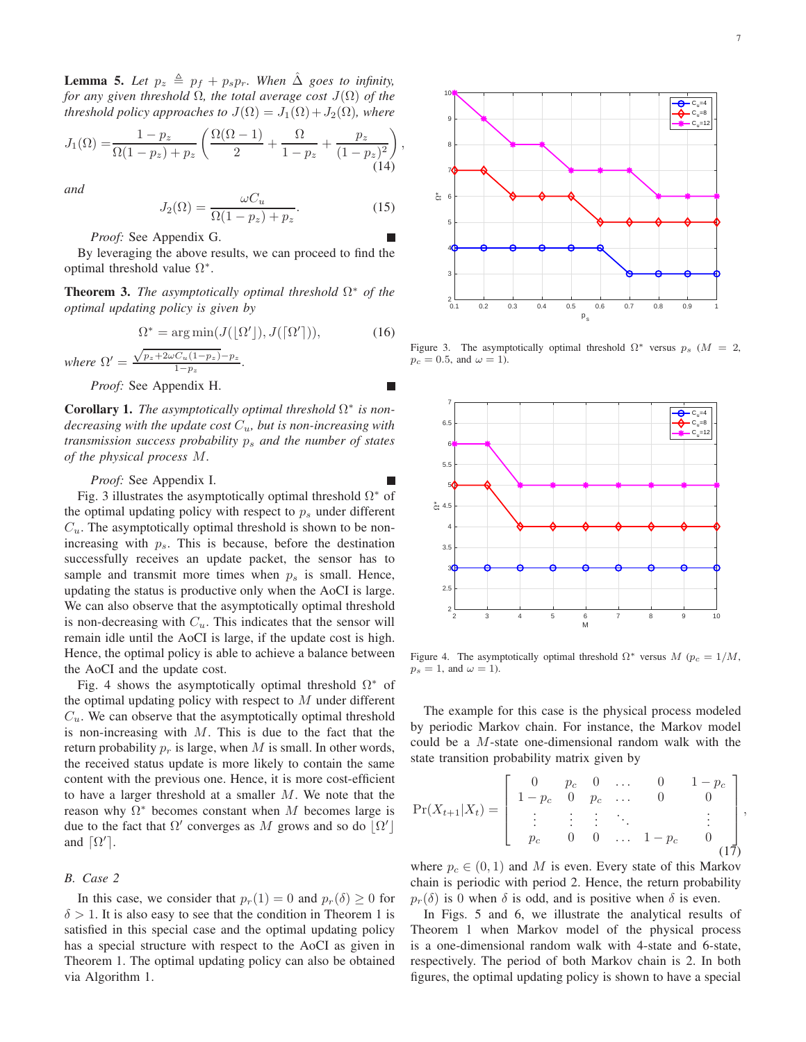**Lemma 5.** *Let $p_z \triangleq p_f + p_s p_r$. When $\hat{\Delta}$ goes to infinity, for any given threshold $\Omega$, the total average cost $J(\Omega)$ of the threshold policy approaches to $J(\Omega) = J_1(\Omega) + J_2(\Omega)$, where*

$$J_1(\Omega) = \frac{1-p_z}{\Omega(1-p_z)+p_z}\left(\frac{\Omega(\Omega-1)}{2} + \frac{\Omega}{1-p_z} + \frac{p_z}{(1-p_z)^2}\right), \tag{14}$$

*and*

$$J_2(\Omega) = \frac{\omega C_u}{\Omega(1-p_z)+p_z}. \tag{15}$$

*Proof:* See Appendix G. ∎

By leveraging the above results, we can proceed to find the optimal threshold value $\Omega^*$.

**Theorem 3.** *The asymptotically optimal threshold $\Omega^*$ of the optimal updating policy is given by*

$$\Omega^* = \arg\min(J(\lfloor\Omega'\rfloor), J(\lceil\Omega'\rceil)), \tag{16}$$

*where* $\Omega' = \frac{\sqrt{p_z + 2\omega C_u(1-p_z)} - p_z}{1-p_z}$.

*Proof:* See Appendix H. ∎

**Corollary 1.** *The asymptotically optimal threshold $\Omega^*$ is non-decreasing with the update cost $C_u$, but is non-increasing with transmission success probability $p_s$ and the number of states of the physical process $M$.*

*Proof:* See Appendix I. ∎

Fig. 3 illustrates the asymptotically optimal threshold $\Omega^*$ of the optimal updating policy with respect to $p_s$ under different $C_u$. The asymptotically optimal threshold is shown to be non-increasing with $p_s$. This is because, before the destination successfully receives an update packet, the sensor has to sample and transmit more times when $p_s$ is small. Hence, updating the status is productive only when the AoCI is large. We can also observe that the asymptotically optimal threshold is non-decreasing with $C_u$. This indicates that the sensor will remain idle until the AoCI is large, if the update cost is high. Hence, the optimal policy is able to achieve a balance between the AoCI and the update cost.

Fig. 4 shows the asymptotically optimal threshold $\Omega^*$ of the optimal updating policy with respect to $M$ under different $C_u$. We can observe that the asymptotically optimal threshold is non-increasing with $M$. This is due to the fact that the return probability $p_r$ is large, when $M$ is small. In other words, the received status update is more likely to contain the same content with the previous one. Hence, it is more cost-efficient to have a larger threshold at a smaller $M$. We note that the reason why $\Omega^*$ becomes constant when $M$ becomes large is due to the fact that $\Omega'$ converges as $M$ grows and so do $\lfloor\Omega'\rfloor$ and $\lceil\Omega'\rceil$.

### B. Case 2

In this case, we consider that $p_r(1) = 0$ and $p_r(\delta) \geq 0$ for $\delta > 1$. It is also easy to see that the condition in Theorem 1 is satisfied in this special case and the optimal updating policy has a special structure with respect to the AoCI as given in Theorem 1. The optimal updating policy can also be obtained via Algorithm 1.

Figure 3. The asymptotically optimal threshold $\Omega^*$ versus $p_s$ ($M = 2$, $p_c = 0.5$, and $\omega = 1$).

Figure 4. The asymptotically optimal threshold $\Omega^*$ versus $M$ ($p_c = 1/M$, $p_s = 1$, and $\omega = 1$).

The example for this case is the physical process modeled by periodic Markov chain. For instance, the Markov model could be a $M$-state one-dimensional random walk with the state transition probability matrix given by

$$\Pr(X_{t+1}|X_t) = \begin{bmatrix} 0 & p_c & 0 & \dots & 0 & 1-p_c \\ 1-p_c & 0 & p_c & \dots & 0 & 0 \\ \vdots & \vdots & \vdots & \ddots & & \vdots \\ p_c & 0 & 0 & \dots & 1-p_c & 0 \end{bmatrix}, \tag{17}$$

where $p_c \in (0, 1)$ and $M$ is even. Every state of this Markov chain is periodic with period 2. Hence, the return probability $p_r(\delta)$ is 0 when $\delta$ is odd, and is positive when $\delta$ is even.

In Figs. 5 and 6, we illustrate the analytical results of Theorem 1 when Markov model of the physical process is a one-dimensional random walk with 4-state and 6-state, respectively. The period of both Markov chain is 2. In both figures, the optimal updating policy is shown to have a special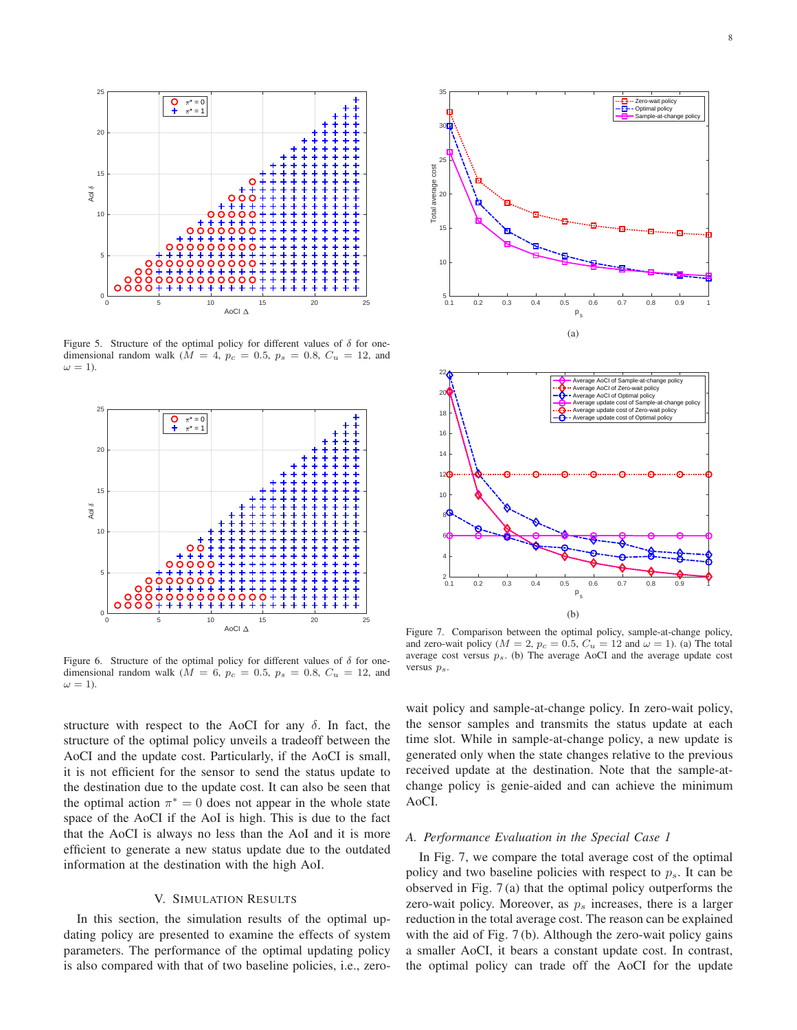Figure 5. Structure of the optimal policy for different values of $\delta$ for one-dimensional random walk ($M = 4$, $p_c = 0.5$, $p_s = 0.8$, $C_u = 12$, and $\omega = 1$).

Figure 6. Structure of the optimal policy for different values of $\delta$ for one-dimensional random walk ($M = 6$, $p_c = 0.5$, $p_s = 0.8$, $C_u = 12$, and $\omega = 1$).

Figure 7. Comparison between the optimal policy, sample-at-change policy, and zero-wait policy ($M = 2$, $p_c = 0.5$, $C_u = 12$ and $\omega = 1$). (a) The total average cost versus $p_s$. (b) The average AoCI and the average update cost versus $p_s$.

structure with respect to the AoCI for any $\delta$. In fact, the structure of the optimal policy unveils a tradeoff between the AoCI and the update cost. Particularly, if the AoCI is small, it is not efficient for the sensor to send the status update to the destination due to the update cost. It can also be seen that the optimal action $\pi^* = 0$ does not appear in the whole state space of the AoCI if the AoI is high. This is due to the fact that the AoCI is always no less than the AoI and it is more efficient to generate a new status update due to the outdated information at the destination with the high AoI.

## V. Simulation Results

In this section, the simulation results of the optimal updating policy are presented to examine the effects of system parameters. The performance of the optimal updating policy is also compared with that of two baseline policies, i.e., zero-wait policy and sample-at-change policy. In zero-wait policy, the sensor samples and transmits the status update at each time slot. While in sample-at-change policy, a new update is generated only when the state changes relative to the previous received update at the destination. Note that the sample-at-change policy is genie-aided and can achieve the minimum AoCI.

### *A. Performance Evaluation in the Special Case 1*

In Fig. 7, we compare the total average cost of the optimal policy and two baseline policies with respect to $p_s$. It can be observed in Fig. 7 (a) that the optimal policy outperforms the zero-wait policy. Moreover, as $p_s$ increases, there is a larger reduction in the total average cost. The reason can be explained with the aid of Fig. 7 (b). Although the zero-wait policy gains a smaller AoCI, it bears a constant update cost. In contrast, the optimal policy can trade off the AoCI for the update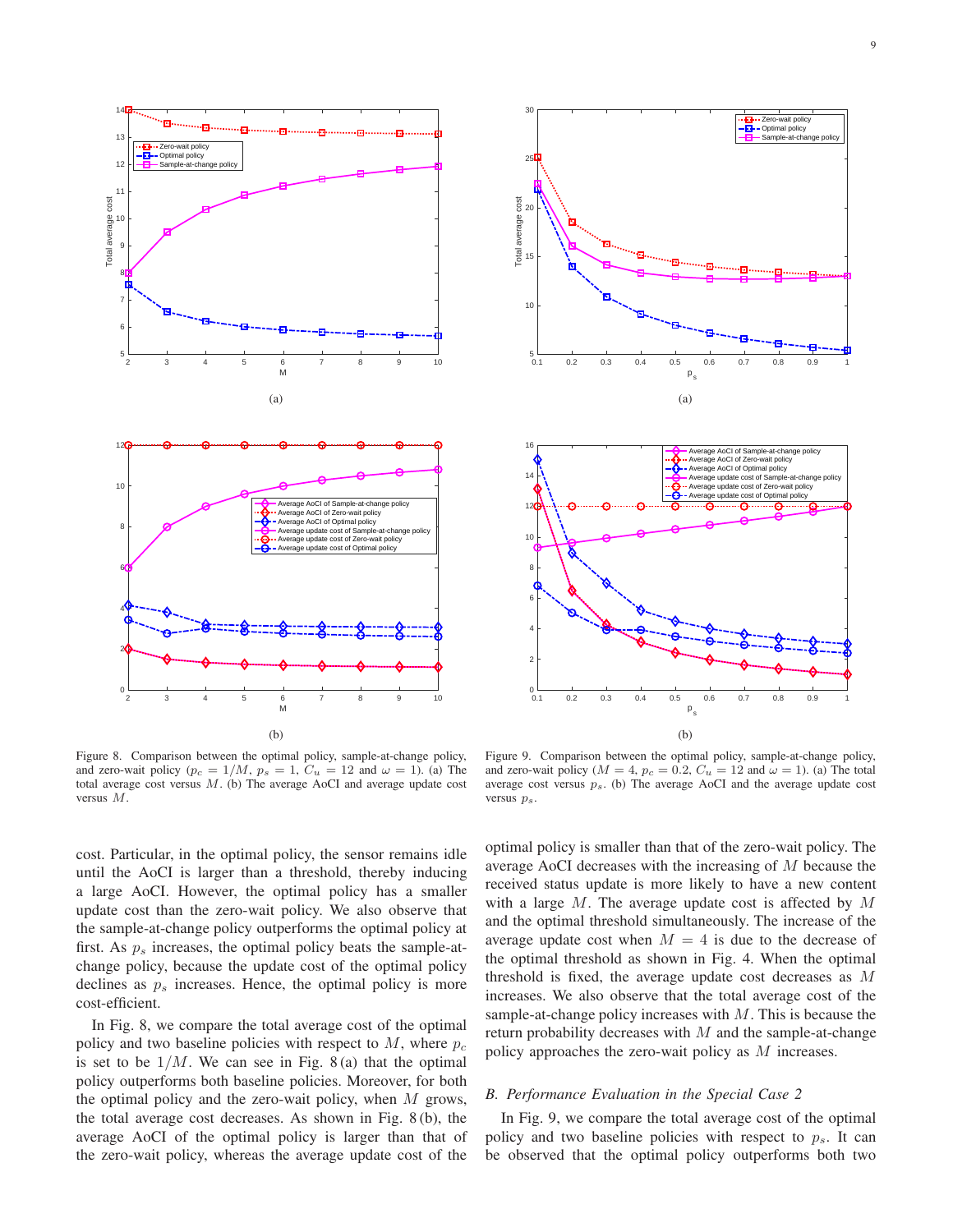Figure 8. Comparison between the optimal policy, sample-at-change policy, and zero-wait policy ($p_c = 1/M$, $p_s = 1$, $C_u = 12$ and $\omega = 1$). (a) The total average cost versus $M$. (b) The average AoCI and average update cost versus $M$.

Figure 9. Comparison between the optimal policy, sample-at-change policy, and zero-wait policy ($M = 4$, $p_c = 0.2$, $C_u = 12$ and $\omega = 1$). (a) The total average cost versus $p_s$. (b) The average AoCI and the average update cost versus $p_s$.

cost. Particular, in the optimal policy, the sensor remains idle until the AoCI is larger than a threshold, thereby inducing a large AoCI. However, the optimal policy has a smaller update cost than the zero-wait policy. We also observe that the sample-at-change policy outperforms the optimal policy at first. As $p_s$ increases, the optimal policy beats the sample-at-change policy, because the update cost of the optimal policy declines as $p_s$ increases. Hence, the optimal policy is more cost-efficient.

In Fig. 8, we compare the total average cost of the optimal policy and two baseline policies with respect to $M$, where $p_c$ is set to be $1/M$. We can see in Fig. 8 (a) that the optimal policy outperforms both baseline policies. Moreover, for both the optimal policy and the zero-wait policy, when $M$ grows, the total average cost decreases. As shown in Fig. 8 (b), the average AoCI of the optimal policy is larger than that of the zero-wait policy, whereas the average update cost of the optimal policy is smaller than that of the zero-wait policy. The average AoCI decreases with the increasing of $M$ because the received status update is more likely to have a new content with a large $M$. The average update cost is affected by $M$ and the optimal threshold simultaneously. The increase of the average update cost when $M = 4$ is due to the decrease of the optimal threshold as shown in Fig. 4. When the optimal threshold is fixed, the average update cost decreases as $M$ increases. We also observe that the total average cost of the sample-at-change policy increases with $M$. This is because the return probability decreases with $M$ and the sample-at-change policy approaches the zero-wait policy as $M$ increases.

### B. Performance Evaluation in the Special Case 2

In Fig. 9, we compare the total average cost of the optimal policy and two baseline policies with respect to $p_s$. It can be observed that the optimal policy outperforms both two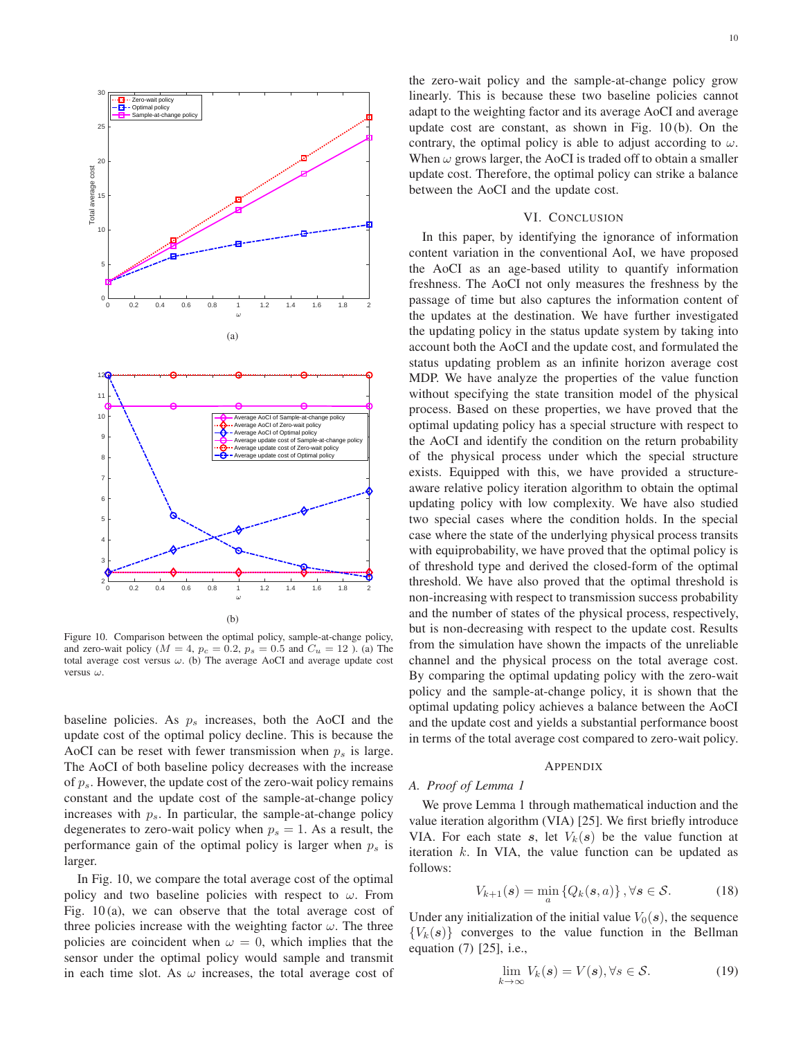Figure 10. Comparison between the optimal policy, sample-at-change policy, and zero-wait policy ($M = 4$, $p_c = 0.2$, $p_s = 0.5$ and $C_u = 12$ ). (a) The total average cost versus $\omega$. (b) The average AoCI and average update cost versus $\omega$.

baseline policies. As $p_s$ increases, both the AoCI and the update cost of the optimal policy decline. This is because the AoCI can be reset with fewer transmission when $p_s$ is large. The AoCI of both baseline policy decreases with the increase of $p_s$. However, the update cost of the zero-wait policy remains constant and the update cost of the sample-at-change policy increases with $p_s$. In particular, the sample-at-change policy degenerates to zero-wait policy when $p_s = 1$. As a result, the performance gain of the optimal policy is larger when $p_s$ is larger.

In Fig. 10, we compare the total average cost of the optimal policy and two baseline policies with respect to $\omega$. From Fig. 10 (a), we can observe that the total average cost of three policies increase with the weighting factor $\omega$. The three policies are coincident when $\omega = 0$, which implies that the sensor under the optimal policy would sample and transmit in each time slot. As $\omega$ increases, the total average cost of the zero-wait policy and the sample-at-change policy grow linearly. This is because these two baseline policies cannot adapt to the weighting factor and its average AoCI and average update cost are constant, as shown in Fig. 10 (b). On the contrary, the optimal policy is able to adjust according to $\omega$. When $\omega$ grows larger, the AoCI is traded off to obtain a smaller update cost. Therefore, the optimal policy can strike a balance between the AoCI and the update cost.

## VI. Conclusion

In this paper, by identifying the ignorance of information content variation in the conventional AoI, we have proposed the AoCI as an age-based utility to quantify information freshness. The AoCI not only measures the freshness by the passage of time but also captures the information content of the updates at the destination. We have further investigated the updating policy in the status update system by taking into account both the AoCI and the update cost, and formulated the status updating problem as an infinite horizon average cost MDP. We have analyze the properties of the value function without specifying the state transition model of the physical process. Based on these properties, we have proved that the optimal updating policy has a special structure with respect to the AoCI and identify the condition on the return probability of the physical process under which the special structure exists. Equipped with this, we have provided a structure-aware relative policy iteration algorithm to obtain the optimal updating policy with low complexity. We have also studied two special cases where the condition holds. In the special case where the state of the underlying physical process transits with equiprobability, we have proved that the optimal policy is of threshold type and derived the closed-form of the optimal threshold. We have also proved that the optimal threshold is non-increasing with respect to transmission success probability and the number of states of the physical process, respectively, but is non-decreasing with respect to the update cost. Results from the simulation have shown the impacts of the unreliable channel and the physical process on the total average cost. By comparing the optimal updating policy with the zero-wait policy and the sample-at-change policy, it is shown that the optimal updating policy achieves a balance between the AoCI and the update cost and yields a substantial performance boost in terms of the total average cost compared to zero-wait policy.

## Appendix

### A. Proof of Lemma 1

We prove Lemma 1 through mathematical induction and the value iteration algorithm (VIA) [25]. We first briefly introduce VIA. For each state $\boldsymbol{s}$, let $V_k(\boldsymbol{s})$ be the value function at iteration $k$. In VIA, the value function can be updated as follows:

$$V_{k+1}(\boldsymbol{s}) = \min_{a} \{Q_k(\boldsymbol{s}, a)\}, \forall \boldsymbol{s} \in \mathcal{S}. \tag{18}$$

Under any initialization of the initial value $V_0(\boldsymbol{s})$, the sequence $\{V_k(\boldsymbol{s})\}$ converges to the value function in the Bellman equation (7) [25], i.e.,

$$\lim_{k\to\infty} V_k(\boldsymbol{s}) = V(\boldsymbol{s}), \forall \boldsymbol{s} \in \mathcal{S}. \tag{19}$$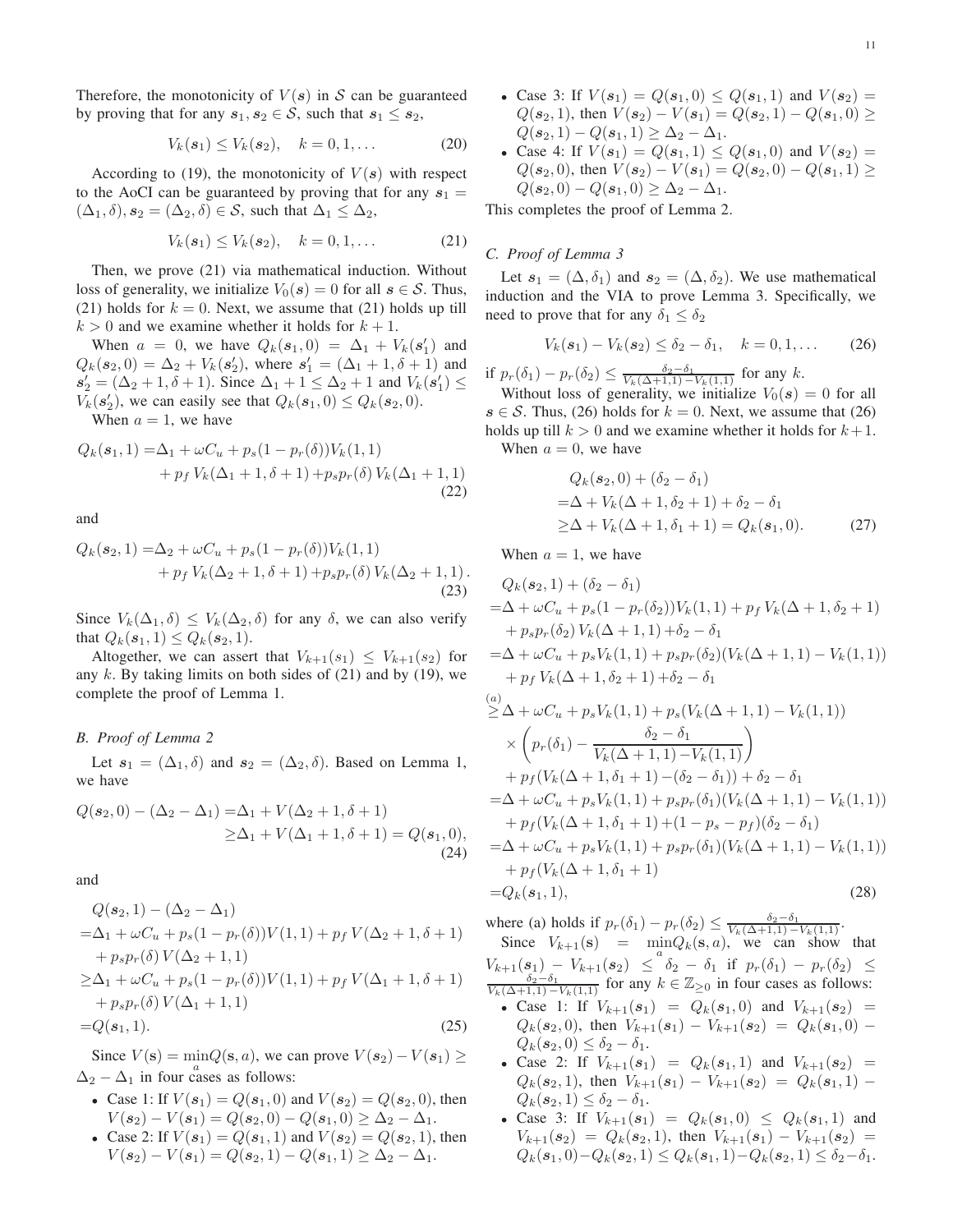Therefore, the monotonicity of $V(\boldsymbol{s})$ in $\mathcal{S}$ can be guaranteed by proving that for any $\boldsymbol{s}_1, \boldsymbol{s}_2 \in \mathcal{S}$, such that $\boldsymbol{s}_1 \leq \boldsymbol{s}_2$,

$$V_k(\boldsymbol{s}_1) \leq V_k(\boldsymbol{s}_2), \quad k = 0, 1, \ldots \tag{20}$$

According to (19), the monotonicity of $V(\boldsymbol{s})$ with respect to the AoCI can be guaranteed by proving that for any $\boldsymbol{s}_1 = (\Delta_1, \delta), \boldsymbol{s}_2 = (\Delta_2, \delta) \in \mathcal{S}$, such that $\Delta_1 \leq \Delta_2$,

$$V_k(\boldsymbol{s}_1) \leq V_k(\boldsymbol{s}_2), \quad k = 0, 1, \ldots \tag{21}$$

Then, we prove (21) via mathematical induction. Without loss of generality, we initialize $V_0(\boldsymbol{s}) = 0$ for all $\boldsymbol{s} \in \mathcal{S}$. Thus, (21) holds for $k = 0$. Next, we assume that (21) holds up till $k > 0$ and we examine whether it holds for $k + 1$.

When $a = 0$, we have $Q_k(\boldsymbol{s}_1, 0) = \Delta_1 + V_k(\boldsymbol{s}_1')$ and $Q_k(\boldsymbol{s}_2, 0) = \Delta_2 + V_k(\boldsymbol{s}_2')$, where $\boldsymbol{s}_1' = (\Delta_1 + 1, \delta + 1)$ and $\boldsymbol{s}_2' = (\Delta_2 + 1, \delta + 1)$. Since $\Delta_1 + 1 \leq \Delta_2 + 1$ and $V_k(\boldsymbol{s}_1') \leq V_k(\boldsymbol{s}_2')$, we can easily see that $Q_k(\boldsymbol{s}_1, 0) \leq Q_k(\boldsymbol{s}_2, 0)$.

When $a = 1$, we have

$$\begin{aligned}Q_k(\boldsymbol{s}_1, 1) =& \Delta_1 + \omega C_u + p_s(1 - p_r(\delta))V_k(1, 1) \\ &+ p_f\, V_k(\Delta_1 + 1, \delta + 1) + p_s p_r(\delta)\, V_k(\Delta_1 + 1, 1)\end{aligned} \tag{22}$$

and

$$\begin{aligned}Q_k(\boldsymbol{s}_2, 1) =& \Delta_2 + \omega C_u + p_s(1 - p_r(\delta))V_k(1, 1) \\ &+ p_f\, V_k(\Delta_2 + 1, \delta + 1) + p_s p_r(\delta)\, V_k(\Delta_2 + 1, 1)\,.\end{aligned} \tag{23}$$

Since $V_k(\Delta_1, \delta) \leq V_k(\Delta_2, \delta)$ for any $\delta$, we can also verify that $Q_k(\boldsymbol{s}_1, 1) \leq Q_k(\boldsymbol{s}_2, 1)$.

Altogether, we can assert that $V_{k+1}(\boldsymbol{s}_1) \leq V_{k+1}(\boldsymbol{s}_2)$ for any $k$. By taking limits on both sides of (21) and by (19), we complete the proof of Lemma 1.

### B. Proof of Lemma 2

Let $\boldsymbol{s}_1 = (\Delta_1, \delta)$ and $\boldsymbol{s}_2 = (\Delta_2, \delta)$. Based on Lemma 1, we have

$$\begin{aligned}Q(\boldsymbol{s}_2, 0) - (\Delta_2 - \Delta_1) =& \Delta_1 + V(\Delta_2 + 1, \delta + 1) \\ \geq& \Delta_1 + V(\Delta_1 + 1, \delta + 1) = Q(\boldsymbol{s}_1, 0),\end{aligned} \tag{24}$$

and

$$\begin{aligned}&Q(\boldsymbol{s}_2, 1) - (\Delta_2 - \Delta_1) \\ =& \Delta_1 + \omega C_u + p_s(1 - p_r(\delta))V(1, 1) + p_f\, V(\Delta_2 + 1, \delta + 1) \\ &+ p_s p_r(\delta)\, V(\Delta_2 + 1, 1) \\ \geq& \Delta_1 + \omega C_u + p_s(1 - p_r(\delta))V(1, 1) + p_f\, V(\Delta_1 + 1, \delta + 1) \\ &+ p_s p_r(\delta)\, V(\Delta_1 + 1, 1) \\ =& Q(\boldsymbol{s}_1, 1).\end{aligned} \tag{25}$$

Since $V(\mathbf{s}) = \min_a Q(\mathbf{s}, a)$, we can prove $V(\boldsymbol{s}_2) - V(\boldsymbol{s}_1) \geq \Delta_2 - \Delta_1$ in four cases as follows:

- Case 1: If $V(\boldsymbol{s}_1) = Q(\boldsymbol{s}_1, 0)$ and $V(\boldsymbol{s}_2) = Q(\boldsymbol{s}_2, 0)$, then $V(\boldsymbol{s}_2) - V(\boldsymbol{s}_1) = Q(\boldsymbol{s}_2, 0) - Q(\boldsymbol{s}_1, 0) \geq \Delta_2 - \Delta_1$.
- Case 2: If $V(\boldsymbol{s}_1) = Q(\boldsymbol{s}_1, 1)$ and $V(\boldsymbol{s}_2) = Q(\boldsymbol{s}_2, 1)$, then $V(\boldsymbol{s}_2) - V(\boldsymbol{s}_1) = Q(\boldsymbol{s}_2, 1) - Q(\boldsymbol{s}_1, 1) \geq \Delta_2 - \Delta_1$.
- Case 3: If $V(\boldsymbol{s}_1) = Q(\boldsymbol{s}_1, 0) \leq Q(\boldsymbol{s}_1, 1)$ and $V(\boldsymbol{s}_2) = Q(\boldsymbol{s}_2, 1)$, then $V(\boldsymbol{s}_2) - V(\boldsymbol{s}_1) = Q(\boldsymbol{s}_2, 1) - Q(\boldsymbol{s}_1, 0) \geq Q(\boldsymbol{s}_2, 1) - Q(\boldsymbol{s}_1, 1) \geq \Delta_2 - \Delta_1$.
- Case 4: If $V(\boldsymbol{s}_1) = Q(\boldsymbol{s}_1, 1) \leq Q(\boldsymbol{s}_1, 0)$ and $V(\boldsymbol{s}_2) = Q(\boldsymbol{s}_2, 0)$, then $V(\boldsymbol{s}_2) - V(\boldsymbol{s}_1) = Q(\boldsymbol{s}_2, 0) - Q(\boldsymbol{s}_1, 1) \geq Q(\boldsymbol{s}_2, 0) - Q(\boldsymbol{s}_1, 0) \geq \Delta_2 - \Delta_1$.

This completes the proof of Lemma 2.

### C. Proof of Lemma 3

Let $\boldsymbol{s}_1 = (\Delta, \delta_1)$ and $\boldsymbol{s}_2 = (\Delta, \delta_2)$. We use mathematical induction and the VIA to prove Lemma 3. Specifically, we need to prove that for any $\delta_1 \leq \delta_2$

$$V_k(\boldsymbol{s}_1) - V_k(\boldsymbol{s}_2) \leq \delta_2 - \delta_1, \quad k = 0, 1, \ldots \tag{26}$$

if $p_r(\delta_1) - p_r(\delta_2) \leq \frac{\delta_2 - \delta_1}{V_k(\Delta+1,1) - V_k(1,1)}$ for any $k$.

Without loss of generality, we initialize $V_0(\boldsymbol{s}) = 0$ for all $\boldsymbol{s} \in \mathcal{S}$. Thus, (26) holds for $k = 0$. Next, we assume that (26) holds up till $k > 0$ and we examine whether it holds for $k+1$.

When $a = 0$, we have

$$\begin{aligned}&Q_k(\boldsymbol{s}_2, 0) + (\delta_2 - \delta_1) \\ =& \Delta + V_k(\Delta + 1, \delta_2 + 1) + \delta_2 - \delta_1 \\ \geq& \Delta + V_k(\Delta + 1, \delta_1 + 1) = Q_k(\boldsymbol{s}_1, 0).\end{aligned} \tag{27}$$

When $a = 1$, we have

$$\begin{aligned}&Q_k(\boldsymbol{s}_2, 1) + (\delta_2 - \delta_1) \\ =& \Delta + \omega C_u + p_s(1 - p_r(\delta_2))V_k(1, 1) + p_f\, V_k(\Delta + 1, \delta_2 + 1) \\ &+ p_s p_r(\delta_2)\, V_k(\Delta + 1, 1) + \delta_2 - \delta_1 \\ =& \Delta + \omega C_u + p_s V_k(1, 1) + p_s p_r(\delta_2)(V_k(\Delta + 1, 1) - V_k(1, 1)) \\ &+ p_f\, V_k(\Delta + 1, \delta_2 + 1) + \delta_2 - \delta_1 \\ \overset{(a)}{\geq}& \Delta + \omega C_u + p_s V_k(1, 1) + p_s(V_k(\Delta + 1, 1) - V_k(1, 1)) \\ &\times \left( p_r(\delta_1) - \frac{\delta_2 - \delta_1}{V_k(\Delta + 1, 1) - V_k(1, 1)} \right) \\ &+ p_f(V_k(\Delta + 1, \delta_1 + 1) - (\delta_2 - \delta_1)) + \delta_2 - \delta_1 \\ =& \Delta + \omega C_u + p_s V_k(1, 1) + p_s p_r(\delta_1)(V_k(\Delta + 1, 1) - V_k(1, 1)) \\ &+ p_f(V_k(\Delta + 1, \delta_1 + 1) + (1 - p_s - p_f)(\delta_2 - \delta_1) \\ =& \Delta + \omega C_u + p_s V_k(1, 1) + p_s p_r(\delta_1)(V_k(\Delta + 1, 1) - V_k(1, 1)) \\ &+ p_f(V_k(\Delta + 1, \delta_1 + 1) \\ =& Q_k(\boldsymbol{s}_1, 1),\end{aligned} \tag{28}$$

where (a) holds if $p_r(\delta_1) - p_r(\delta_2) \leq \frac{\delta_2 - \delta_1}{V_k(\Delta+1,1) - V_k(1,1)}$.

Since $V_{k+1}(\mathbf{s}) = \min_a Q_k(\mathbf{s}, a)$, we can show that $V_{k+1}(\boldsymbol{s}_1) - V_{k+1}(\boldsymbol{s}_2) \leq \delta_2 - \delta_1$ if $p_r(\delta_1) - p_r(\delta_2) \leq \frac{\delta_2 - \delta_1}{V_k(\Delta+1,1) - V_k(1,1)}$ for any $k \in \mathbb{Z}_{\geq 0}$ in four cases as follows:

- Case 1: If $V_{k+1}(\boldsymbol{s}_1) = Q_k(\boldsymbol{s}_1, 0)$ and $V_{k+1}(\boldsymbol{s}_2) = Q_k(\boldsymbol{s}_2, 0)$, then $V_{k+1}(\boldsymbol{s}_1) - V_{k+1}(\boldsymbol{s}_2) = Q_k(\boldsymbol{s}_1, 0) - Q_k(\boldsymbol{s}_2, 0) \leq \delta_2 - \delta_1$.
- Case 2: If $V_{k+1}(\boldsymbol{s}_1) = Q_k(\boldsymbol{s}_1, 1)$ and $V_{k+1}(\boldsymbol{s}_2) = Q_k(\boldsymbol{s}_2, 1)$, then $V_{k+1}(\boldsymbol{s}_1) - V_{k+1}(\boldsymbol{s}_2) = Q_k(\boldsymbol{s}_1, 1) - Q_k(\boldsymbol{s}_2, 1) \leq \delta_2 - \delta_1$.
- Case 3: If $V_{k+1}(\boldsymbol{s}_1) = Q_k(\boldsymbol{s}_1, 0) \leq Q_k(\boldsymbol{s}_1, 1)$ and $V_{k+1}(\boldsymbol{s}_2) = Q_k(\boldsymbol{s}_2, 1)$, then $V_{k+1}(\boldsymbol{s}_1) - V_{k+1}(\boldsymbol{s}_2) = Q_k(\boldsymbol{s}_1, 0) - Q_k(\boldsymbol{s}_2, 1) \leq Q_k(\boldsymbol{s}_1, 1) - Q_k(\boldsymbol{s}_2, 1) \leq \delta_2 - \delta_1$.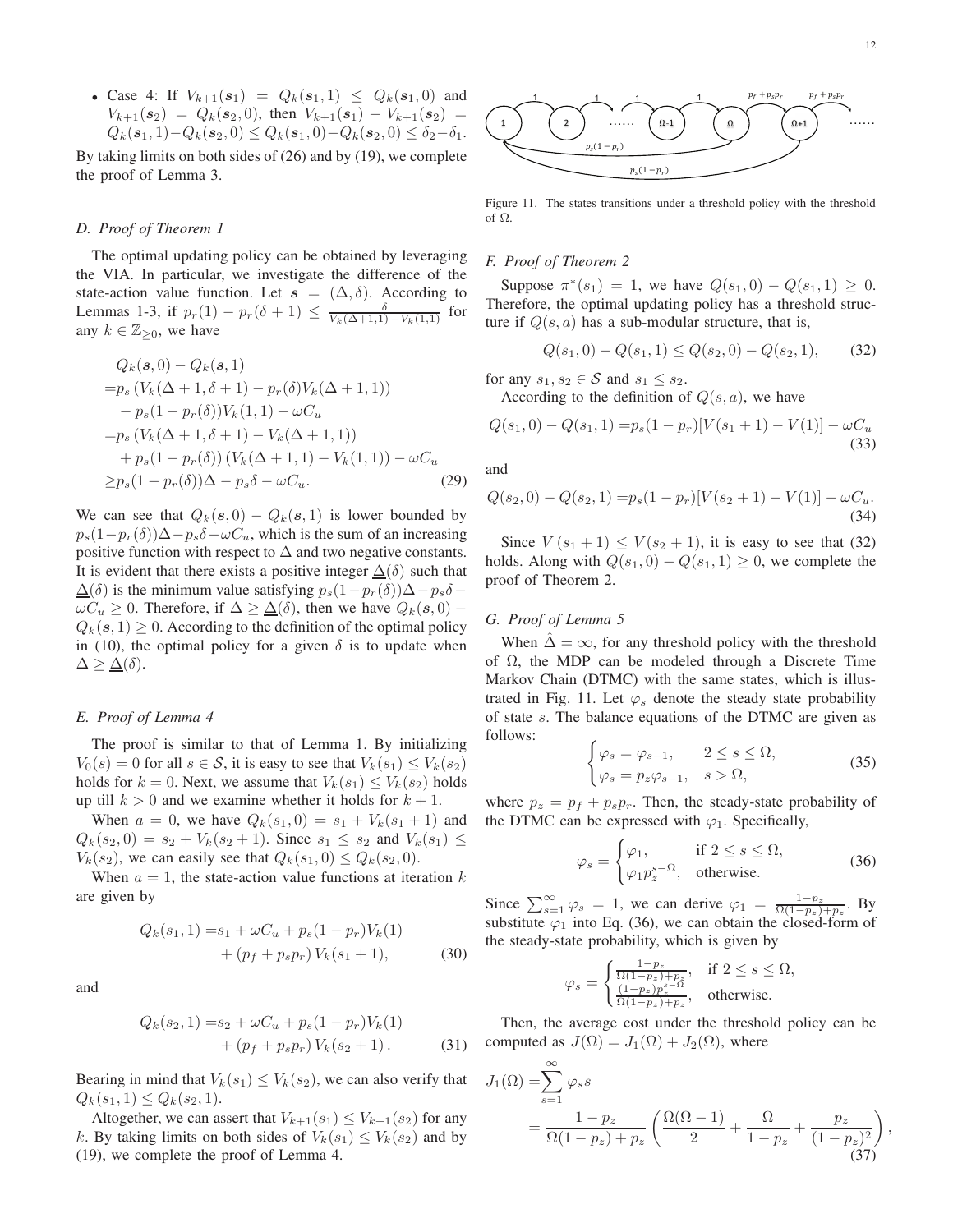- Case 4: If $V_{k+1}(\boldsymbol{s}_1) = Q_k(\boldsymbol{s}_1, 1) \leq Q_k(\boldsymbol{s}_1, 0)$ and $V_{k+1}(\boldsymbol{s}_2) = Q_k(\boldsymbol{s}_2, 0)$, then $V_{k+1}(\boldsymbol{s}_1) - V_{k+1}(\boldsymbol{s}_2) = Q_k(\boldsymbol{s}_1, 1) - Q_k(\boldsymbol{s}_2, 0) \leq Q_k(\boldsymbol{s}_1, 0) - Q_k(\boldsymbol{s}_2, 0) \leq \delta_2 - \delta_1$.

By taking limits on both sides of (26) and by (19), we complete the proof of Lemma 3.

### D. Proof of Theorem 1

The optimal updating policy can be obtained by leveraging the VIA. In particular, we investigate the difference of the state-action value function. Let $\boldsymbol{s} = (\Delta, \delta)$. According to Lemmas 1-3, if $p_r(1) - p_r(\delta + 1) \leq \frac{\delta}{V_k(\Delta+1,1) - V_k(1,1)}$ for any $k \in \mathbb{Z}_{\geq 0}$, we have

$$
\begin{aligned}
&Q_k(\boldsymbol{s}, 0) - Q_k(\boldsymbol{s}, 1) \\
=&p_s \left(V_k(\Delta + 1, \delta + 1) - p_r(\delta) V_k(\Delta + 1, 1)\right) \\
&- p_s(1 - p_r(\delta)) V_k(1, 1) - \omega C_u \\
=&p_s \left(V_k(\Delta + 1, \delta + 1) - V_k(\Delta + 1, 1)\right) \\
&+ p_s(1 - p_r(\delta)) \left(V_k(\Delta + 1, 1) - V_k(1, 1)\right) - \omega C_u \\
\geq&p_s(1 - p_r(\delta))\Delta - p_s\delta - \omega C_u. \qquad (29)
\end{aligned}
$$

We can see that $Q_k(\boldsymbol{s}, 0) - Q_k(\boldsymbol{s}, 1)$ is lower bounded by $p_s(1-p_r(\delta))\Delta - p_s\delta - \omega C_u$, which is the sum of an increasing positive function with respect to $\Delta$ and two negative constants. It is evident that there exists a positive integer $\underline{\Delta}(\delta)$ such that $\underline{\Delta}(\delta)$ is the minimum value satisfying $p_s(1-p_r(\delta))\Delta - p_s\delta - \omega C_u \geq 0$. Therefore, if $\Delta \geq \underline{\Delta}(\delta)$, then we have $Q_k(\boldsymbol{s}, 0) - Q_k(\boldsymbol{s}, 1) \geq 0$. According to the definition of the optimal policy in (10), the optimal policy for a given $\delta$ is to update when $\Delta \geq \underline{\Delta}(\delta)$.

### E. Proof of Lemma 4

The proof is similar to that of Lemma 1. By initializing $V_0(s) = 0$ for all $s \in \mathcal{S}$, it is easy to see that $V_k(s_1) \leq V_k(s_2)$ holds for $k = 0$. Next, we assume that $V_k(s_1) \leq V_k(s_2)$ holds up till $k > 0$ and we examine whether it holds for $k + 1$.

When $a = 0$, we have $Q_k(s_1, 0) = s_1 + V_k(s_1 + 1)$ and $Q_k(s_2, 0) = s_2 + V_k(s_2 + 1)$. Since $s_1 \leq s_2$ and $V_k(s_1) \leq V_k(s_2)$, we can easily see that $Q_k(s_1, 0) \leq Q_k(s_2, 0)$.

When $a = 1$, the state-action value functions at iteration $k$ are given by

$$
\begin{aligned}
Q_k(s_1, 1) =&s_1 + \omega C_u + p_s(1 - p_r) V_k(1) \\
&+ \left(p_f + p_s p_r\right) V_k(s_1 + 1), \qquad (30)
\end{aligned}
$$

and

$$
\begin{aligned}
Q_k(s_2, 1) =&s_2 + \omega C_u + p_s(1 - p_r) V_k(1) \\
&+ \left(p_f + p_s p_r\right) V_k(s_2 + 1). \qquad (31)
\end{aligned}
$$

Bearing in mind that $V_k(s_1) \leq V_k(s_2)$, we can also verify that $Q_k(s_1, 1) \leq Q_k(s_2, 1)$.

Altogether, we can assert that $V_{k+1}(s_1) \leq V_{k+1}(s_2)$ for any $k$. By taking limits on both sides of $V_k(s_1) \leq V_k(s_2)$ and by (19), we complete the proof of Lemma 4.

Figure 11. The states transitions under a threshold policy with the threshold of $\Omega$.

### F. Proof of Theorem 2

Suppose $\pi^*(s_1) = 1$, we have $Q(s_1, 0) - Q(s_1, 1) \geq 0$. Therefore, the optimal updating policy has a threshold structure if $Q(s, a)$ has a sub-modular structure, that is,

$$
Q(s_1, 0) - Q(s_1, 1) \leq Q(s_2, 0) - Q(s_2, 1), \qquad (32)
$$

for any $s_1, s_2 \in \mathcal{S}$ and $s_1 \leq s_2$.

According to the definition of $Q(s, a)$, we have

$$
Q(s_1, 0) - Q(s_1, 1) = p_s(1 - p_r)[V(s_1 + 1) - V(1)] - \omega C_u \qquad (33)
$$

and

$$
Q(s_2, 0) - Q(s_2, 1) = p_s(1 - p_r)[V(s_2 + 1) - V(1)] - \omega C_u. \qquad (34)
$$

Since $V(s_1 + 1) \leq V(s_2 + 1)$, it is easy to see that (32) holds. Along with $Q(s_1, 0) - Q(s_1, 1) \geq 0$, we complete the proof of Theorem 2.

### G. Proof of Lemma 5

When $\hat{\Delta} = \infty$, for any threshold policy with the threshold of $\Omega$, the MDP can be modeled through a Discrete Time Markov Chain (DTMC) with the same states, which is illustrated in Fig. 11. Let $\varphi_s$ denote the steady state probability of state $s$. The balance equations of the DTMC are given as follows:

$$
\begin{cases}
\varphi_s = \varphi_{s-1}, & 2 \leq s \leq \Omega, \\
\varphi_s = p_z \varphi_{s-1}, & s > \Omega,
\end{cases} \qquad (35)
$$

where $p_z = p_f + p_s p_r$. Then, the steady-state probability of the DTMC can be expressed with $\varphi_1$. Specifically,

$$
\varphi_s = \begin{cases}
\varphi_1, & \text{if } 2 \leq s \leq \Omega, \\
\varphi_1 p_z^{s-\Omega}, & \text{otherwise.}
\end{cases} \qquad (36)
$$

Since $\sum_{s=1}^{\infty} \varphi_s = 1$, we can derive $\varphi_1 = \frac{1-p_z}{\Omega(1-p_z)+p_z}$. By substitute $\varphi_1$ into Eq. (36), we can obtain the closed-form of the steady-state probability, which is given by

$$
\varphi_s = \begin{cases}
\frac{1-p_z}{\Omega(1-p_z)+p_z}, & \text{if } 2 \leq s \leq \Omega, \\
\frac{(1-p_z)p_z^{s-\Omega}}{\Omega(1-p_z)+p_z}, & \text{otherwise.}
\end{cases}
$$

Then, the average cost under the threshold policy can be computed as $J(\Omega) = J_1(\Omega) + J_2(\Omega)$, where

$$
\begin{aligned}
J_1(\Omega) =&\sum_{s=1}^{\infty} \varphi_s s \\
=&\frac{1 - p_z}{\Omega(1 - p_z) + p_z} \left(\frac{\Omega(\Omega - 1)}{2} + \frac{\Omega}{1 - p_z} + \frac{p_z}{(1 - p_z)^2}\right), \qquad (37)
\end{aligned}
$$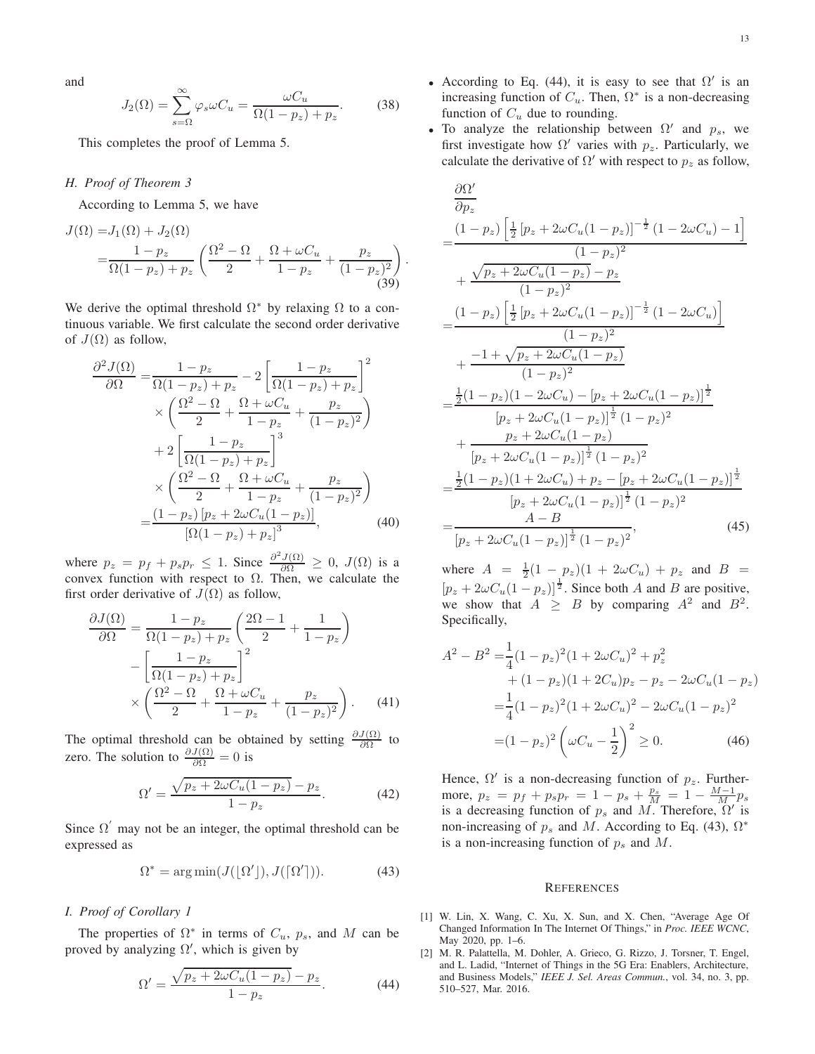and

$$J_2(\Omega) = \sum_{s=\Omega}^{\infty} \varphi_s \omega C_u = \frac{\omega C_u}{\Omega(1-p_z)+p_z}. \quad (38)$$

This completes the proof of Lemma 5.

### *H. Proof of Theorem 3*

According to Lemma 5, we have

$$\begin{aligned} J(\Omega) =& J_1(\Omega) + J_2(\Omega) \\ =& \frac{1-p_z}{\Omega(1-p_z)+p_z}\left(\frac{\Omega^2-\Omega}{2} + \frac{\Omega+\omega C_u}{1-p_z} + \frac{p_z}{(1-p_z)^2}\right). \end{aligned} \quad (39)$$

We derive the optimal threshold $\Omega^*$ by relaxing $\Omega$ to a continuous variable. We first calculate the second order derivative of $J(\Omega)$ as follow,

$$\begin{aligned} \frac{\partial^2 J(\Omega)}{\partial \Omega} =& \frac{1-p_z}{\Omega(1-p_z)+p_z} - 2\left[\frac{1-p_z}{\Omega(1-p_z)+p_z}\right]^2 \\ &\times \left(\frac{\Omega^2-\Omega}{2} + \frac{\Omega+\omega C_u}{1-p_z} + \frac{p_z}{(1-p_z)^2}\right) \\ &+ 2\left[\frac{1-p_z}{\Omega(1-p_z)+p_z}\right]^3 \\ &\times \left(\frac{\Omega^2-\Omega}{2} + \frac{\Omega+\omega C_u}{1-p_z} + \frac{p_z}{(1-p_z)^2}\right) \\ =& \frac{(1-p_z)\left[p_z+2\omega C_u(1-p_z)\right]}{\left[\Omega(1-p_z)+p_z\right]^3}, \end{aligned} \quad (40)$$

where $p_z = p_f + p_s p_r \leq 1$. Since $\frac{\partial^2 J(\Omega)}{\partial \Omega} \geq 0$, $J(\Omega)$ is a convex function with respect to $\Omega$. Then, we calculate the first order derivative of $J(\Omega)$ as follow,

$$\begin{aligned} \frac{\partial J(\Omega)}{\partial \Omega} =& \frac{1-p_z}{\Omega(1-p_z)+p_z}\left(\frac{2\Omega-1}{2} + \frac{1}{1-p_z}\right) \\ &- \left[\frac{1-p_z}{\Omega(1-p_z)+p_z}\right]^2 \\ &\times \left(\frac{\Omega^2-\Omega}{2} + \frac{\Omega+\omega C_u}{1-p_z} + \frac{p_z}{(1-p_z)^2}\right). \end{aligned} \quad (41)$$

The optimal threshold can be obtained by setting $\frac{\partial J(\Omega)}{\partial \Omega}$ to zero. The solution to $\frac{\partial J(\Omega)}{\partial \Omega} = 0$ is

$$\Omega' = \frac{\sqrt{p_z + 2\omega C_u(1-p_z)} - p_z}{1-p_z}. \quad (42)$$

Since $\Omega^{'}$ may not be an integer, the optimal threshold can be expressed as

$$\Omega^* = \arg\min(J(\lfloor \Omega' \rfloor), J(\lceil \Omega' \rceil)). \quad (43)$$

### *I. Proof of Corollary 1*

The properties of $\Omega^*$ in terms of $C_u$, $p_s$, and $M$ can be proved by analyzing $\Omega'$, which is given by

$$\Omega' = \frac{\sqrt{p_z + 2\omega C_u(1-p_z)} - p_z}{1-p_z}. \quad (44)$$

- According to Eq. (44), it is easy to see that $\Omega'$ is an increasing function of $C_u$. Then, $\Omega^*$ is a non-decreasing function of $C_u$ due to rounding.
- To analyze the relationship between $\Omega'$ and $p_s$, we first investigate how $\Omega'$ varies with $p_z$. Particularly, we calculate the derivative of $\Omega'$ with respect to $p_z$ as follow,

$$\begin{aligned} &\frac{\partial \Omega'}{\partial p_z} \\ =& \frac{(1-p_z)\left[\frac{1}{2}\left[p_z+2\omega C_u(1-p_z)\right]^{-\frac{1}{2}}(1-2\omega C_u) - 1\right]}{(1-p_z)^2} \\ &+ \frac{\sqrt{p_z+2\omega C_u(1-p_z)} - p_z}{(1-p_z)^2} \\ =& \frac{(1-p_z)\left[\frac{1}{2}\left[p_z+2\omega C_u(1-p_z)\right]^{-\frac{1}{2}}(1-2\omega C_u)\right]}{(1-p_z)^2} \\ &+ \frac{-1+\sqrt{p_z+2\omega C_u(1-p_z)}}{(1-p_z)^2} \\ =& \frac{\frac{1}{2}(1-p_z)(1-2\omega C_u) - \left[p_z+2\omega C_u(1-p_z)\right]^{\frac{1}{2}}}{\left[p_z+2\omega C_u(1-p_z)\right]^{\frac{1}{2}}(1-p_z)^2} \\ &+ \frac{p_z+2\omega C_u(1-p_z)}{\left[p_z+2\omega C_u(1-p_z)\right]^{\frac{1}{2}}(1-p_z)^2} \\ =& \frac{\frac{1}{2}(1-p_z)(1+2\omega C_u) + p_z - \left[p_z+2\omega C_u(1-p_z)\right]^{\frac{1}{2}}}{\left[p_z+2\omega C_u(1-p_z)\right]^{\frac{1}{2}}(1-p_z)^2} \\ =& \frac{A-B}{\left[p_z+2\omega C_u(1-p_z)\right]^{\frac{1}{2}}(1-p_z)^2}, \end{aligned} \quad (45)$$

  where $A = \frac{1}{2}(1-p_z)(1+2\omega C_u) + p_z$ and $B = \left[p_z+2\omega C_u(1-p_z)\right]^{\frac{1}{2}}$. Since both $A$ and $B$ are positive, we show that $A \geq B$ by comparing $A^2$ and $B^2$. Specifically,

$$\begin{aligned} A^2 - B^2 =& \frac{1}{4}(1-p_z)^2(1+2\omega C_u)^2 + p_z^2 \\ &+ (1-p_z)(1+2C_u)p_z - p_z - 2\omega C_u(1-p_z) \\ =& \frac{1}{4}(1-p_z)^2(1+2\omega C_u)^2 - 2\omega C_u(1-p_z)^2 \\ =& (1-p_z)^2\left(\omega C_u - \frac{1}{2}\right)^2 \geq 0. \end{aligned} \quad (46)$$

  Hence, $\Omega'$ is a non-decreasing function of $p_z$. Furthermore, $p_z = p_f + p_s p_r = 1 - p_s + \frac{p_s}{M} = 1 - \frac{M-1}{M}p_s$ is a decreasing function of $p_s$ and $M$. Therefore, $\Omega'$ is non-increasing of $p_s$ and $M$. According to Eq. (43), $\Omega^*$ is a non-increasing function of $p_s$ and $M$.

## REFERENCES

[1] W. Lin, X. Wang, C. Xu, X. Sun, and X. Chen, "Average Age Of Changed Information In The Internet Of Things," in *Proc. IEEE WCNC*, May 2020, pp. 1–6.

[2] M. R. Palattella, M. Dohler, A. Grieco, G. Rizzo, J. Torsner, T. Engel, and L. Ladid, "Internet of Things in the 5G Era: Enablers, Architecture, and Business Models," *IEEE J. Sel. Areas Commun.*, vol. 34, no. 3, pp. 510–527, Mar. 2016.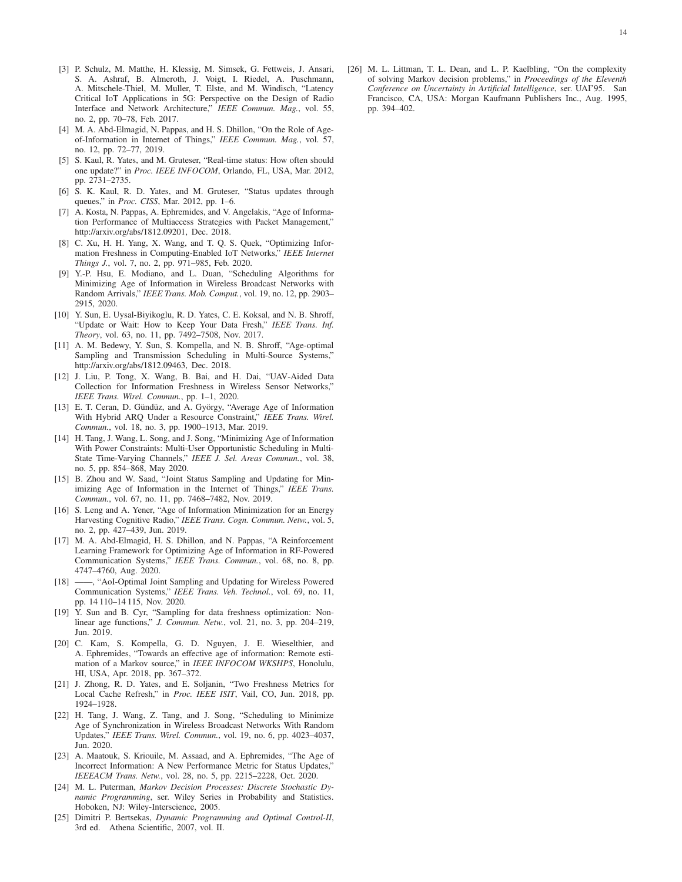[3] P. Schulz, M. Matthe, H. Klessig, M. Simsek, G. Fettweis, J. Ansari, S. A. Ashraf, B. Almeroth, J. Voigt, I. Riedel, A. Puschmann, A. Mitschele-Thiel, M. Muller, T. Elste, and M. Windisch, "Latency Critical IoT Applications in 5G: Perspective on the Design of Radio Interface and Network Architecture," *IEEE Commun. Mag.*, vol. 55, no. 2, pp. 70–78, Feb. 2017.

[4] M. A. Abd-Elmagid, N. Pappas, and H. S. Dhillon, "On the Role of Age-of-Information in Internet of Things," *IEEE Commun. Mag.*, vol. 57, no. 12, pp. 72–77, 2019.

[5] S. Kaul, R. Yates, and M. Gruteser, "Real-time status: How often should one update?" in *Proc. IEEE INFOCOM*, Orlando, FL, USA, Mar. 2012, pp. 2731–2735.

[6] S. K. Kaul, R. D. Yates, and M. Gruteser, "Status updates through queues," in *Proc. CISS*, Mar. 2012, pp. 1–6.

[7] A. Kosta, N. Pappas, A. Ephremides, and V. Angelakis, "Age of Information Performance of Multiaccess Strategies with Packet Management," http://arxiv.org/abs/1812.09201, Dec. 2018.

[8] C. Xu, H. H. Yang, X. Wang, and T. Q. S. Quek, "Optimizing Information Freshness in Computing-Enabled IoT Networks," *IEEE Internet Things J.*, vol. 7, no. 2, pp. 971–985, Feb. 2020.

[9] Y.-P. Hsu, E. Modiano, and L. Duan, "Scheduling Algorithms for Minimizing Age of Information in Wireless Broadcast Networks with Random Arrivals," *IEEE Trans. Mob. Comput.*, vol. 19, no. 12, pp. 2903–2915, 2020.

[10] Y. Sun, E. Uysal-Biyikoglu, R. D. Yates, C. E. Koksal, and N. B. Shroff, "Update or Wait: How to Keep Your Data Fresh," *IEEE Trans. Inf. Theory*, vol. 63, no. 11, pp. 7492–7508, Nov. 2017.

[11] A. M. Bedewy, Y. Sun, S. Kompella, and N. B. Shroff, "Age-optimal Sampling and Transmission Scheduling in Multi-Source Systems," http://arxiv.org/abs/1812.09463, Dec. 2018.

[12] J. Liu, P. Tong, X. Wang, B. Bai, and H. Dai, "UAV-Aided Data Collection for Information Freshness in Wireless Sensor Networks," *IEEE Trans. Wirel. Commun.*, pp. 1–1, 2020.

[13] E. T. Ceran, D. Gündüz, and A. György, "Average Age of Information With Hybrid ARQ Under a Resource Constraint," *IEEE Trans. Wirel. Commun.*, vol. 18, no. 3, pp. 1900–1913, Mar. 2019.

[14] H. Tang, J. Wang, L. Song, and J. Song, "Minimizing Age of Information With Power Constraints: Multi-User Opportunistic Scheduling in Multi-State Time-Varying Channels," *IEEE J. Sel. Areas Commun.*, vol. 38, no. 5, pp. 854–868, May 2020.

[15] B. Zhou and W. Saad, "Joint Status Sampling and Updating for Minimizing Age of Information in the Internet of Things," *IEEE Trans. Commun.*, vol. 67, no. 11, pp. 7468–7482, Nov. 2019.

[16] S. Leng and A. Yener, "Age of Information Minimization for an Energy Harvesting Cognitive Radio," *IEEE Trans. Cogn. Commun. Netw.*, vol. 5, no. 2, pp. 427–439, Jun. 2019.

[17] M. A. Abd-Elmagid, H. S. Dhillon, and N. Pappas, "A Reinforcement Learning Framework for Optimizing Age of Information in RF-Powered Communication Systems," *IEEE Trans. Commun.*, vol. 68, no. 8, pp. 4747–4760, Aug. 2020.

[18] ——, "AoI-Optimal Joint Sampling and Updating for Wireless Powered Communication Systems," *IEEE Trans. Veh. Technol.*, vol. 69, no. 11, pp. 14 110–14 115, Nov. 2020.

[19] Y. Sun and B. Cyr, "Sampling for data freshness optimization: Non-linear age functions," *J. Commun. Netw.*, vol. 21, no. 3, pp. 204–219, Jun. 2019.

[20] C. Kam, S. Kompella, G. D. Nguyen, J. E. Wieselthier, and A. Ephremides, "Towards an effective age of information: Remote estimation of a Markov source," in *IEEE INFOCOM WKSHPS*, Honolulu, HI, USA, Apr. 2018, pp. 367–372.

[21] J. Zhong, R. D. Yates, and E. Soljanin, "Two Freshness Metrics for Local Cache Refresh," in *Proc. IEEE ISIT*, Vail, CO, Jun. 2018, pp. 1924–1928.

[22] H. Tang, J. Wang, Z. Tang, and J. Song, "Scheduling to Minimize Age of Synchronization in Wireless Broadcast Networks With Random Updates," *IEEE Trans. Wirel. Commun.*, vol. 19, no. 6, pp. 4023–4037, Jun. 2020.

[23] A. Maatouk, S. Kriouile, M. Assaad, and A. Ephremides, "The Age of Incorrect Information: A New Performance Metric for Status Updates," *IEEEACM Trans. Netw.*, vol. 28, no. 5, pp. 2215–2228, Oct. 2020.

[24] M. L. Puterman, *Markov Decision Processes: Discrete Stochastic Dynamic Programming*, ser. Wiley Series in Probability and Statistics. Hoboken, NJ: Wiley-Interscience, 2005.

[25] Dimitri P. Bertsekas, *Dynamic Programming and Optimal Control-II*, 3rd ed. Athena Scientific, 2007, vol. II.

[26] M. L. Littman, T. L. Dean, and L. P. Kaelbling, "On the complexity of solving Markov decision problems," in *Proceedings of the Eleventh Conference on Uncertainty in Artificial Intelligence*, ser. UAI'95. San Francisco, CA, USA: Morgan Kaufmann Publishers Inc., Aug. 1995, pp. 394–402.